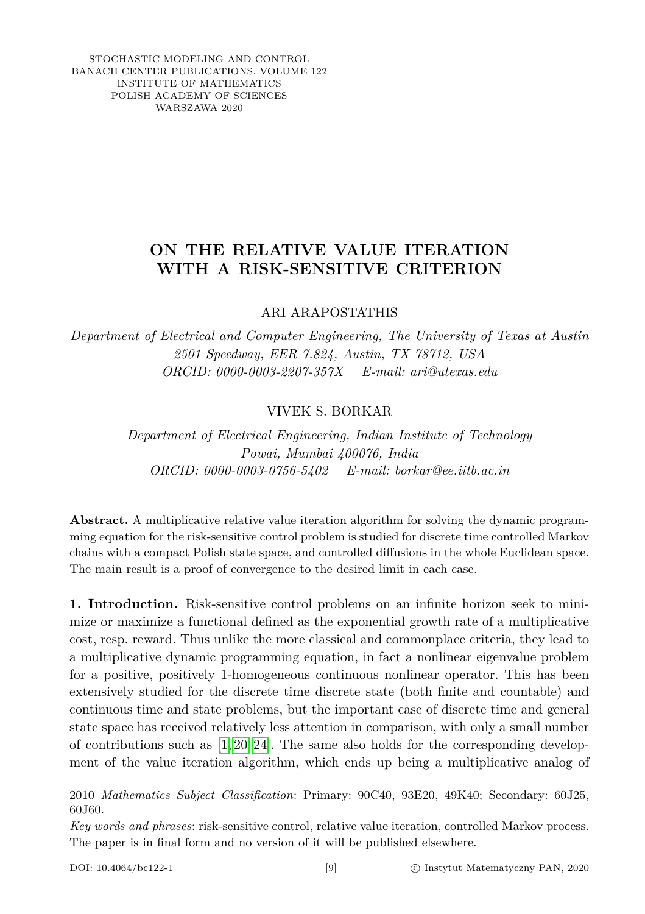STOCHASTIC MODELING AND CONTROL
BANACH CENTER PUBLICATIONS, VOLUME 122
INSTITUTE OF MATHEMATICS
POLISH ACADEMY OF SCIENCES
WARSZAWA 2020

# ON THE RELATIVE VALUE ITERATION WITH A RISK-SENSITIVE CRITERION

ARI ARAPOSTATHIS

*Department of Electrical and Computer Engineering, The University of Texas at Austin*
*2501 Speedway, EER 7.824, Austin, TX 78712, USA*
*ORCID: 0000-0003-2207-357X E-mail: ari@utexas.edu*

VIVEK S. BORKAR

*Department of Electrical Engineering, Indian Institute of Technology*
*Powai, Mumbai 400076, India*
*ORCID: 0000-0003-0756-5402 E-mail: borkar@ee.iitb.ac.in*

**Abstract.** A multiplicative relative value iteration algorithm for solving the dynamic programming equation for the risk-sensitive control problem is studied for discrete time controlled Markov chains with a compact Polish state space, and controlled diffusions in the whole Euclidean space. The main result is a proof of convergence to the desired limit in each case.

**1. Introduction.** Risk-sensitive control problems on an infinite horizon seek to minimize or maximize a functional defined as the exponential growth rate of a multiplicative cost, resp. reward. Thus unlike the more classical and commonplace criteria, they lead to a multiplicative dynamic programming equation, in fact a nonlinear eigenvalue problem for a positive, positively 1-homogeneous continuous nonlinear operator. This has been extensively studied for the discrete time discrete state (both finite and countable) and continuous time and state problems, but the important case of discrete time and general state space has received relatively less attention in comparison, with only a small number of contributions such as [1, 20, 24]. The same also holds for the corresponding development of the value iteration algorithm, which ends up being a multiplicative analog of

---

2010 *Mathematics Subject Classification*: Primary: 90C40, 93E20, 49K40; Secondary: 60J25, 60J60.

*Key words and phrases*: risk-sensitive control, relative value iteration, controlled Markov process. The paper is in final form and no version of it will be published elsewhere.

DOI: 10.4064/bc122-1 © Instytut Matematyczny PAN, 2020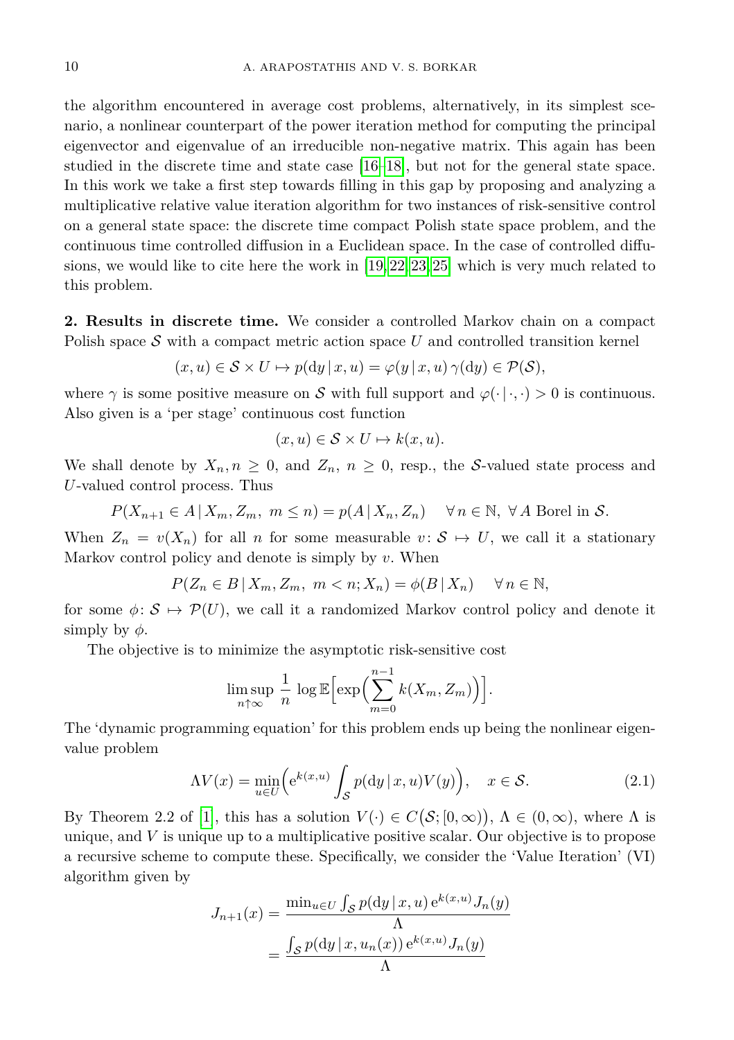the algorithm encountered in average cost problems, alternatively, in its simplest scenario, a nonlinear counterpart of the power iteration method for computing the principal eigenvector and eigenvalue of an irreducible non-negative matrix. This again has been studied in the discrete time and state case [16–18], but not for the general state space. In this work we take a first step towards filling in this gap by proposing and analyzing a multiplicative relative value iteration algorithm for two instances of risk-sensitive control on a general state space: the discrete time compact Polish state space problem, and the continuous time controlled diffusion in a Euclidean space. In the case of controlled diffusions, we would like to cite here the work in [19, 22, 23, 25] which is very much related to this problem.

**2. Results in discrete time.** We consider a controlled Markov chain on a compact Polish space $\mathcal{S}$ with a compact metric action space $U$ and controlled transition kernel

$$(x, u) \in \mathcal{S} \times U \mapsto p(\mathrm{d}y \,|\, x, u) = \varphi(y \,|\, x, u)\, \gamma(\mathrm{d}y) \in \mathcal{P}(\mathcal{S}),$$

where $\gamma$ is some positive measure on $\mathcal{S}$ with full support and $\varphi(\cdot \,|\, \cdot, \cdot) > 0$ is continuous. Also given is a 'per stage' continuous cost function

$$(x, u) \in \mathcal{S} \times U \mapsto k(x, u).$$

We shall denote by $X_n, n \geq 0$, and $Z_n$, $n \geq 0$, resp., the $\mathcal{S}$-valued state process and $U$-valued control process. Thus

$$P(X_{n+1} \in A \,|\, X_m, Z_m,\ m \leq n) = p(A \,|\, X_n, Z_n) \quad \forall\, n \in \mathbb{N},\ \forall\, A \text{ Borel in } \mathcal{S}.$$

When $Z_n = v(X_n)$ for all $n$ for some measurable $v \colon \mathcal{S} \mapsto U$, we call it a stationary Markov control policy and denote is simply by $v$. When

$$P(Z_n \in B \,|\, X_m, Z_m,\ m < n; X_n) = \phi(B \,|\, X_n) \quad \forall\, n \in \mathbb{N},$$

for some $\phi \colon \mathcal{S} \mapsto \mathcal{P}(U)$, we call it a randomized Markov control policy and denote it simply by $\phi$.

The objective is to minimize the asymptotic risk-sensitive cost

$$\limsup_{n \uparrow \infty}\, \frac{1}{n}\, \log \mathbb{E}\Big[\exp\Big(\sum_{m=0}^{n-1} k(X_m, Z_m)\Big)\Big].$$

The 'dynamic programming equation' for this problem ends up being the nonlinear eigenvalue problem

$$\Lambda V(x) = \min_{u \in U}\Big(\mathrm{e}^{k(x,u)} \int_{\mathcal{S}} p(\mathrm{d}y \,|\, x, u) V(y)\Big), \quad x \in \mathcal{S}. \tag{2.1}$$

By Theorem 2.2 of [1], this has a solution $V(\cdot) \in C\big(\mathcal{S}; [0, \infty)\big)$, $\Lambda \in (0, \infty)$, where $\Lambda$ is unique, and $V$ is unique up to a multiplicative positive scalar. Our objective is to propose a recursive scheme to compute these. Specifically, we consider the 'Value Iteration' (VI) algorithm given by

$$\begin{aligned} J_{n+1}(x) &= \frac{\min_{u \in U} \int_{\mathcal{S}} p(\mathrm{d}y \,|\, x, u)\, \mathrm{e}^{k(x,u)} J_n(y)}{\Lambda} \\ &= \frac{\int_{\mathcal{S}} p(\mathrm{d}y \,|\, x, u_n(x))\, \mathrm{e}^{k(x,u)} J_n(y)}{\Lambda} \end{aligned}$$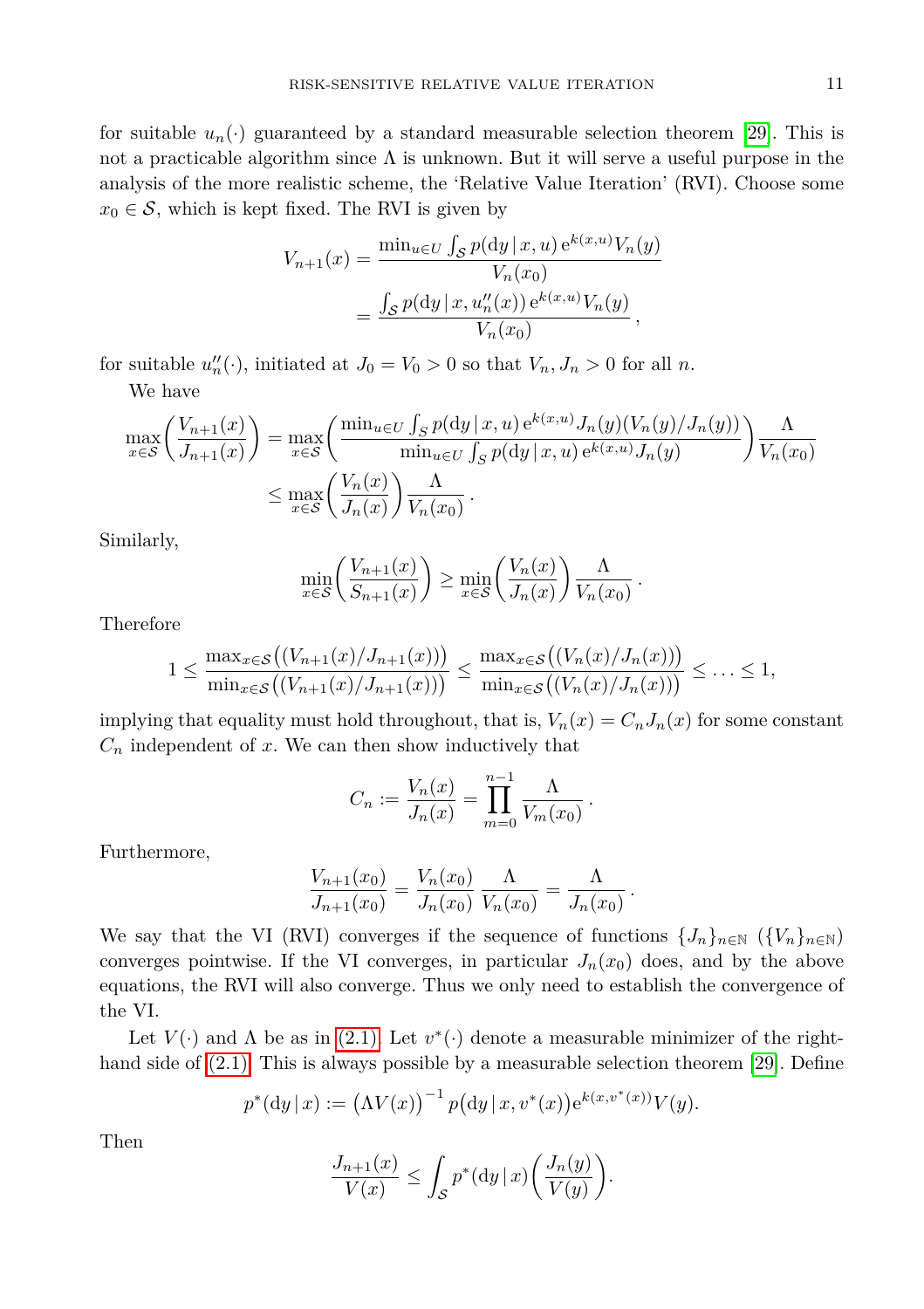for suitable $u_n(\cdot)$ guaranteed by a standard measurable selection theorem [29]. This is not a practicable algorithm since $\Lambda$ is unknown. But it will serve a useful purpose in the analysis of the more realistic scheme, the 'Relative Value Iteration' (RVI). Choose some $x_0 \in \mathcal{S}$, which is kept fixed. The RVI is given by

$$
\begin{aligned}
V_{n+1}(x) &= \frac{\min_{u \in U} \int_{\mathcal{S}} p(\mathrm{d}y \,|\, x, u)\, \mathrm{e}^{k(x,u)} V_n(y)}{V_n(x_0)} \\
&= \frac{\int_{\mathcal{S}} p(\mathrm{d}y \,|\, x, u_n''(x))\, \mathrm{e}^{k(x,u)} V_n(y)}{V_n(x_0)}\,,
\end{aligned}
$$

for suitable $u_n''(\cdot)$, initiated at $J_0 = V_0 > 0$ so that $V_n, J_n > 0$ for all $n$.

We have

$$
\begin{aligned}
\max_{x \in \mathcal{S}} \biggl(\frac{V_{n+1}(x)}{J_{n+1}(x)}\biggr) &= \max_{x \in \mathcal{S}} \biggl(\frac{\min_{u \in U} \int_S p(\mathrm{d}y \,|\, x, u)\, \mathrm{e}^{k(x,u)} J_n(y)(V_n(y)/J_n(y))}{\min_{u \in U} \int_S p(\mathrm{d}y \,|\, x, u)\, \mathrm{e}^{k(x,u)} J_n(y)}\biggr) \frac{\Lambda}{V_n(x_0)} \\
&\le \max_{x \in \mathcal{S}} \biggl(\frac{V_n(x)}{J_n(x)}\biggr) \frac{\Lambda}{V_n(x_0)}\,.
\end{aligned}
$$

Similarly,

$$
\min_{x \in \mathcal{S}} \biggl(\frac{V_{n+1}(x)}{S_{n+1}(x)}\biggr) \ge \min_{x \in \mathcal{S}} \biggl(\frac{V_n(x)}{J_n(x)}\biggr) \frac{\Lambda}{V_n(x_0)}\,.
$$

Therefore

$$
1 \le \frac{\max_{x \in \mathcal{S}} \bigl((V_{n+1}(x)/J_{n+1}(x))\bigr)}{\min_{x \in \mathcal{S}} \bigl((V_{n+1}(x)/J_{n+1}(x))\bigr)} \le \frac{\max_{x \in \mathcal{S}} \bigl((V_n(x)/J_n(x))\bigr)}{\min_{x \in \mathcal{S}} \bigl((V_n(x)/J_n(x))\bigr)} \le \dots \le 1,
$$

implying that equality must hold throughout, that is, $V_n(x) = C_n J_n(x)$ for some constant $C_n$ independent of $x$. We can then show inductively that

$$
C_n := \frac{V_n(x)}{J_n(x)} = \prod_{m=0}^{n-1} \frac{\Lambda}{V_m(x_0)}\,.
$$

Furthermore,

$$
\frac{V_{n+1}(x_0)}{J_{n+1}(x_0)} = \frac{V_n(x_0)}{J_n(x_0)}\, \frac{\Lambda}{V_n(x_0)} = \frac{\Lambda}{J_n(x_0)}\,.
$$

We say that the VI (RVI) converges if the sequence of functions $\{J_n\}_{n \in \mathbb{N}}$ ($\{V_n\}_{n \in \mathbb{N}}$) converges pointwise. If the VI converges, in particular $J_n(x_0)$ does, and by the above equations, the RVI will also converge. Thus we only need to establish the convergence of the VI.

Let $V(\cdot)$ and $\Lambda$ be as in (2.1). Let $v^*(\cdot)$ denote a measurable minimizer of the right-hand side of (2.1). This is always possible by a measurable selection theorem [29]. Define

$$
p^*(\mathrm{d}y \,|\, x) := \bigl(\Lambda V(x)\bigr)^{-1} p\bigl(\mathrm{d}y \,|\, x, v^*(x)\bigr) \mathrm{e}^{k(x, v^*(x))} V(y).
$$

Then

$$
\frac{J_{n+1}(x)}{V(x)} \le \int_{\mathcal{S}} p^*(\mathrm{d}y \,|\, x) \biggl(\frac{J_n(y)}{V(y)}\biggr).
$$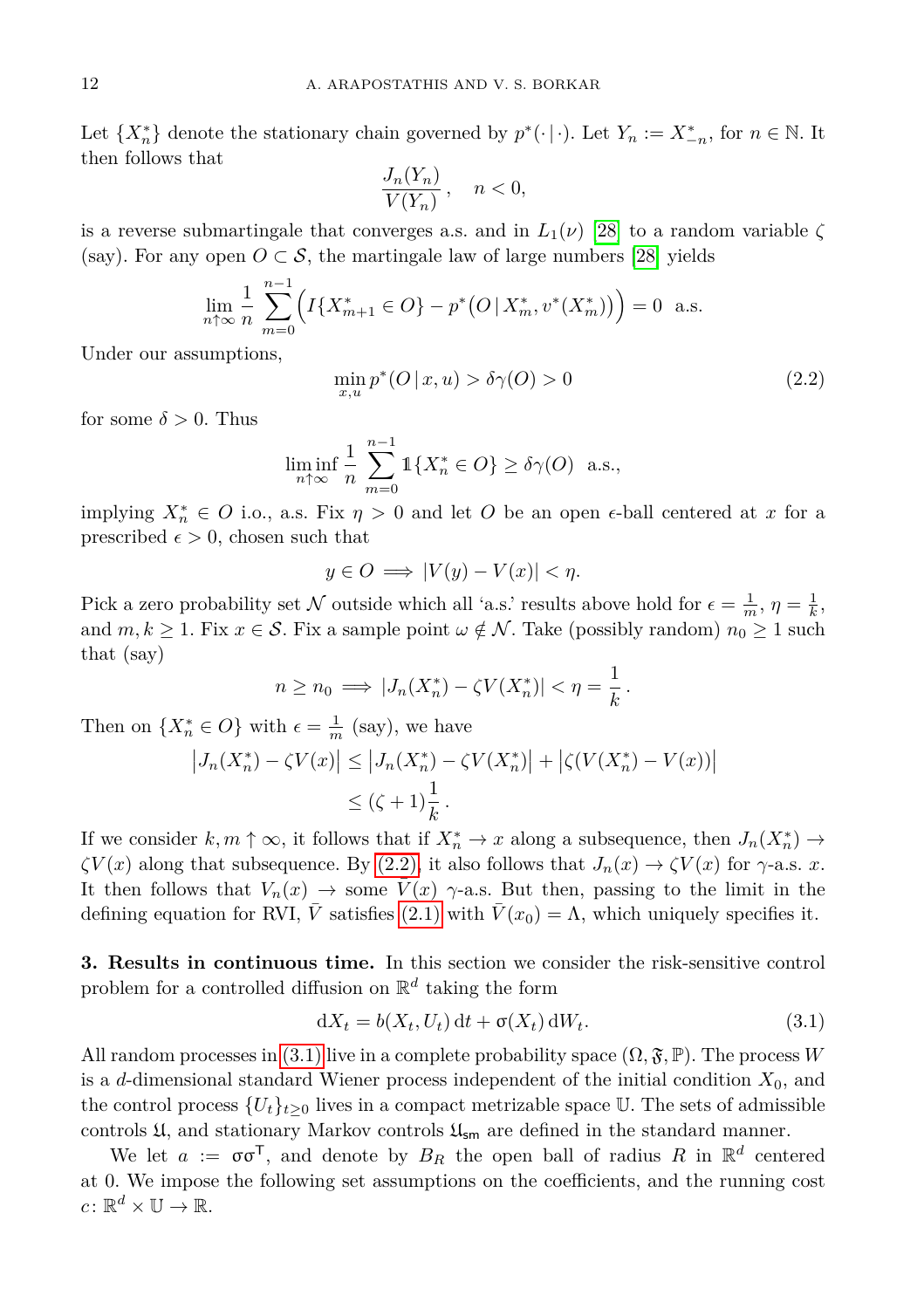Let $\{X^*_n\}$ denote the stationary chain governed by $p^*(\cdot\,|\,\cdot)$. Let $Y_n := X^*_{-n}$, for $n \in \mathbb{N}$. It then follows that

$$\frac{J_n(Y_n)}{V(Y_n)}\,, \quad n < 0,$$

is a reverse submartingale that converges a.s. and in $L_1(\nu)$ [28] to a random variable $\zeta$ (say). For any open $O \subset \mathcal{S}$, the martingale law of large numbers [28] yields

$$\lim_{n\uparrow\infty} \frac{1}{n} \sum_{m=0}^{n-1} \Big( I\{X^*_{m+1} \in O\} - p^*\big(O\,|\,X^*_m, v^*(X^*_m)\big) \Big) = 0 \ \text{ a.s.}$$

Under our assumptions,

$$\min_{x,u} p^*(O\,|\,x,u) > \delta\gamma(O) > 0 \tag{2.2}$$

for some $\delta > 0$. Thus

$$\liminf_{n\uparrow\infty} \frac{1}{n} \sum_{m=0}^{n-1} \mathbb{1}\{X^*_n \in O\} \geq \delta\gamma(O) \ \text{ a.s.},$$

implying $X^*_n \in O$ i.o., a.s. Fix $\eta > 0$ and let $O$ be an open $\epsilon$-ball centered at $x$ for a prescribed $\epsilon > 0$, chosen such that

$$y \in O \implies |V(y) - V(x)| < \eta.$$

Pick a zero probability set $\mathcal{N}$ outside which all 'a.s.' results above hold for $\epsilon = \frac{1}{m}$, $\eta = \frac{1}{k}$, and $m, k \geq 1$. Fix $x \in \mathcal{S}$. Fix a sample point $\omega \notin \mathcal{N}$. Take (possibly random) $n_0 \geq 1$ such that (say)

$$n \geq n_0 \implies |J_n(X^*_n) - \zeta V(X^*_n)| < \eta = \frac{1}{k}\,.$$

Then on $\{X^*_n \in O\}$ with $\epsilon = \frac{1}{m}$ (say), we have

$$\begin{aligned}
\big|J_n(X^*_n) - \zeta V(x)\big| &\leq \big|J_n(X^*_n) - \zeta V(X^*_n)\big| + \big|\zeta(V(X^*_n) - V(x))\big| \\
&\leq (\zeta + 1)\frac{1}{k}\,.
\end{aligned}$$

If we consider $k, m \uparrow \infty$, it follows that if $X^*_n \to x$ along a subsequence, then $J_n(X^*_n) \to \zeta V(x)$ along that subsequence. By (2.2), it also follows that $J_n(x) \to \zeta V(x)$ for $\gamma$-a.s. $x$. It then follows that $V_n(x) \to$ some $\bar{V}(x)$ $\gamma$-a.s. But then, passing to the limit in the defining equation for RVI, $\bar{V}$ satisfies (2.1) with $\bar{V}(x_0) = \Lambda$, which uniquely specifies it.

**3. Results in continuous time.** In this section we consider the risk-sensitive control problem for a controlled diffusion on $\mathbb{R}^d$ taking the form

$$\mathrm{d}X_t = b(X_t, U_t)\,\mathrm{d}t + \upsigma(X_t)\,\mathrm{d}W_t. \tag{3.1}$$

All random processes in (3.1) live in a complete probability space $(\Omega, \mathfrak{F}, \mathbb{P})$. The process $W$ is a $d$-dimensional standard Wiener process independent of the initial condition $X_0$, and the control process $\{U_t\}_{t\geq 0}$ lives in a compact metrizable space $\mathbb{U}$. The sets of admissible controls $\mathfrak{U}$, and stationary Markov controls $\mathfrak{U}_{\mathsf{sm}}$ are defined in the standard manner.

We let $a := \upsigma\upsigma^{\mathsf{T}}$, and denote by $B_R$ the open ball of radius $R$ in $\mathbb{R}^d$ centered at 0. We impose the following set assumptions on the coefficients, and the running cost $c\colon \mathbb{R}^d \times \mathbb{U} \to \mathbb{R}$.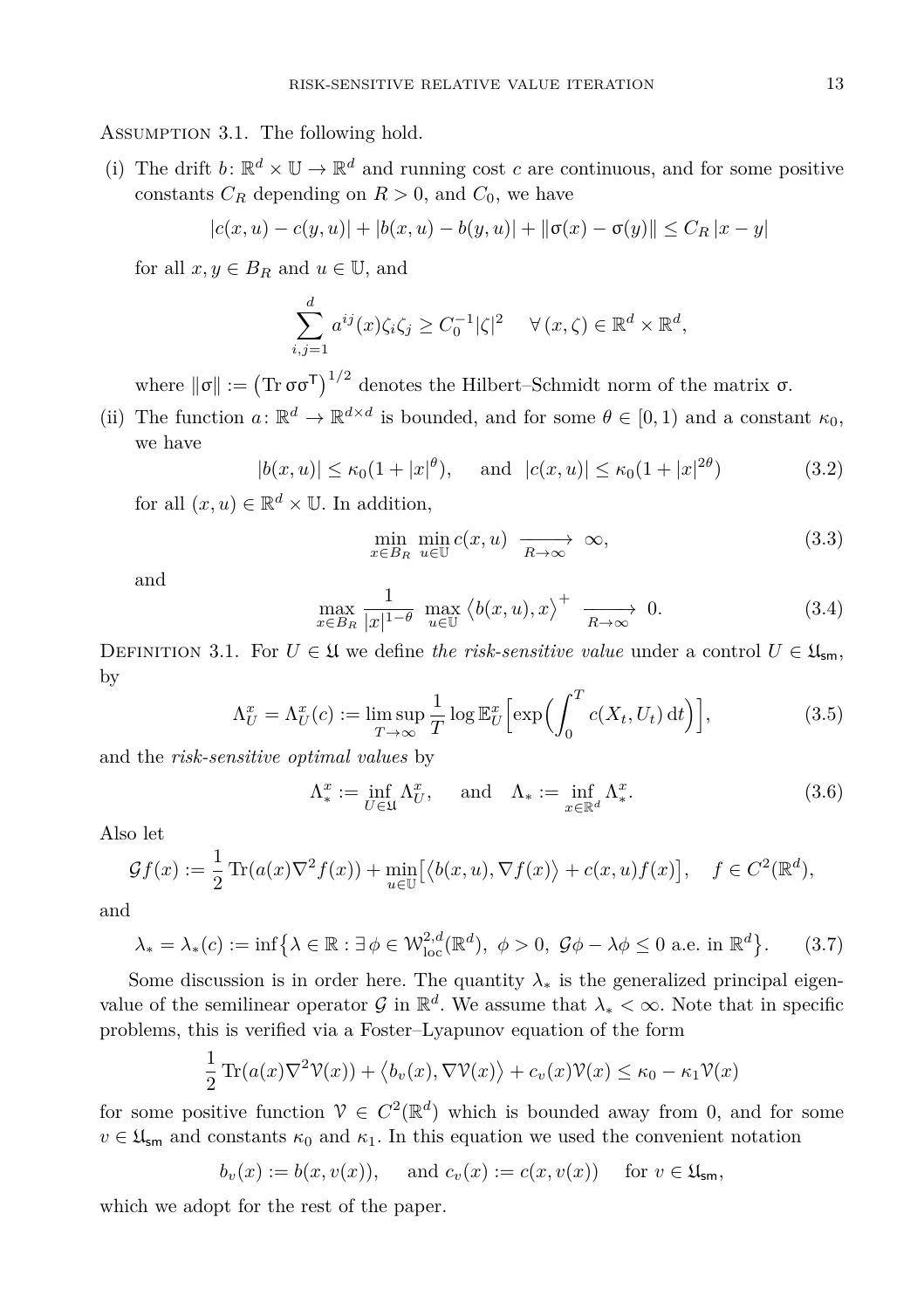Assumption 3.1. The following hold.

(i) The drift $b\colon \mathbb{R}^d \times \mathbb{U} \to \mathbb{R}^d$ and running cost $c$ are continuous, and for some positive constants $C_R$ depending on $R > 0$, and $C_0$, we have

$$|c(x,u) - c(y,u)| + |b(x,u) - b(y,u)| + \|\upsigma(x) - \upsigma(y)\| \le C_R\,|x-y|$$

for all $x, y \in B_R$ and $u \in \mathbb{U}$, and

$$\sum_{i,j=1}^{d} a^{ij}(x)\zeta_i\zeta_j \ge C_0^{-1}|\zeta|^2 \qquad \forall\,(x,\zeta) \in \mathbb{R}^d \times \mathbb{R}^d,$$

where $\|\upsigma\| := \bigl(\operatorname{Tr}\upsigma\upsigma^{\mathsf{T}}\bigr)^{1/2}$ denotes the Hilbert–Schmidt norm of the matrix $\upsigma$.

(ii) The function $a\colon \mathbb{R}^d \to \mathbb{R}^{d\times d}$ is bounded, and for some $\theta \in [0,1)$ and a constant $\kappa_0$, we have

$$|b(x,u)| \le \kappa_0(1+|x|^{\theta}), \qquad \text{and} \quad |c(x,u)| \le \kappa_0(1+|x|^{2\theta}) \tag{3.2}$$

for all $(x,u) \in \mathbb{R}^d \times \mathbb{U}$. In addition,

$$\min_{x\in B_R^c}\ \min_{u\in\mathbb{U}} c(x,u) \ \xrightarrow[R\to\infty]{}\ \infty, \tag{3.3}$$

and

$$\max_{x\in B_R^c} \frac{1}{|x|^{1-\theta}}\ \max_{u\in\mathbb{U}} \bigl\langle b(x,u), x\bigr\rangle^{+} \ \xrightarrow[R\to\infty]{}\ 0. \tag{3.4}$$

Definition 3.1. For $U \in \mathfrak{U}$ we define *the risk-sensitive value* under a control $U \in \mathfrak{U}_{\mathsf{sm}}$, by

$$\Lambda_U^x = \Lambda_U^x(c) := \limsup_{T\to\infty} \frac{1}{T} \log \mathbb{E}_U^x\Bigl[\exp\Bigl(\int_0^T c(X_t,U_t)\,\mathrm{d}t\Bigr)\Bigr], \tag{3.5}$$

and the *risk-sensitive optimal values* by

$$\Lambda_*^x := \inf_{U\in\mathfrak{U}} \Lambda_U^x, \qquad \text{and} \quad \Lambda_* := \inf_{x\in\mathbb{R}^d} \Lambda_*^x. \tag{3.6}$$

Also let

$$\mathcal{G}f(x) := \frac{1}{2}\operatorname{Tr}(a(x)\nabla^2 f(x)) + \min_{u\in\mathbb{U}}\bigl[\bigl\langle b(x,u), \nabla f(x)\bigr\rangle + c(x,u)f(x)\bigr], \quad f \in C^2(\mathbb{R}^d),$$

and

$$\lambda_* = \lambda_*(c) := \inf\bigl\{\lambda \in \mathbb{R} : \exists\,\phi \in \mathcal{W}^{2,d}_{\mathrm{loc}}(\mathbb{R}^d),\ \phi > 0,\ \mathcal{G}\phi - \lambda\phi \le 0 \text{ a.e. in } \mathbb{R}^d\bigr\}. \tag{3.7}$$

Some discussion is in order here. The quantity $\lambda_*$ is the generalized principal eigenvalue of the semilinear operator $\mathcal{G}$ in $\mathbb{R}^d$. We assume that $\lambda_* < \infty$. Note that in specific problems, this is verified via a Foster–Lyapunov equation of the form

$$\frac{1}{2}\operatorname{Tr}(a(x)\nabla^2\mathcal{V}(x)) + \bigl\langle b_v(x), \nabla\mathcal{V}(x)\bigr\rangle + c_v(x)\mathcal{V}(x) \le \kappa_0 - \kappa_1\mathcal{V}(x)$$

for some positive function $\mathcal{V} \in C^2(\mathbb{R}^d)$ which is bounded away from 0, and for some $v \in \mathfrak{U}_{\mathsf{sm}}$ and constants $\kappa_0$ and $\kappa_1$. In this equation we used the convenient notation

$$b_v(x) := b(x, v(x)), \qquad \text{and } c_v(x) := c(x, v(x)) \quad \text{ for } v \in \mathfrak{U}_{\mathsf{sm}},$$

which we adopt for the rest of the paper.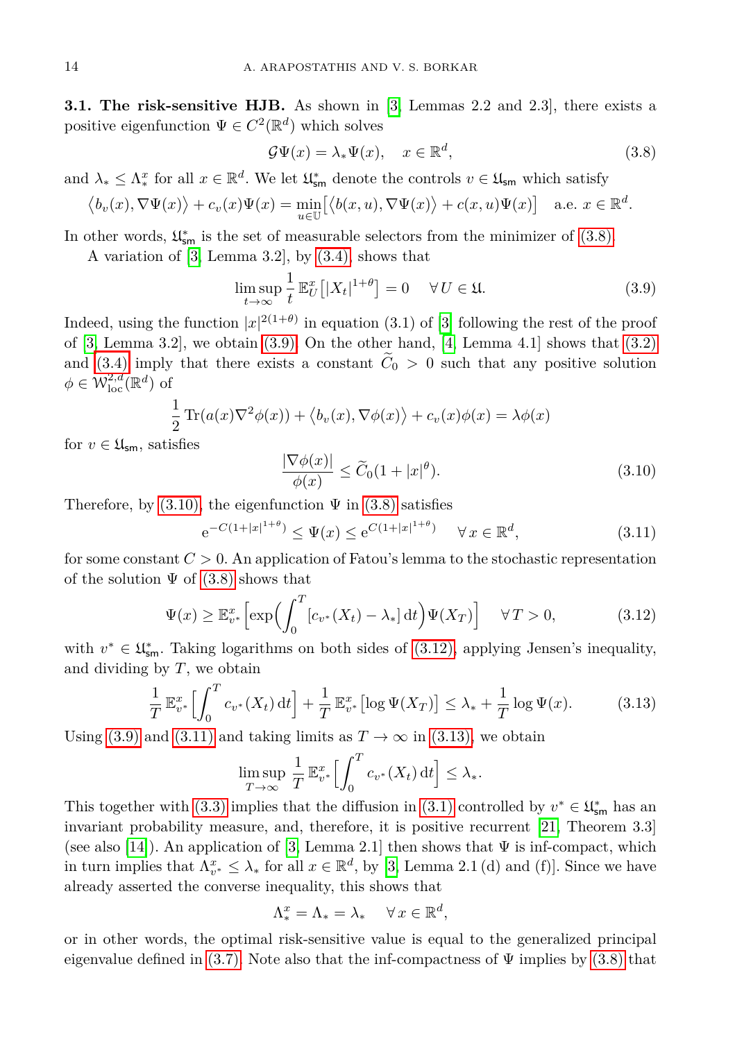**3.1. The risk-sensitive HJB.** As shown in [3, Lemmas 2.2 and 2.3], there exists a positive eigenfunction $\Psi \in C^2(\mathbb{R}^d)$ which solves

$$\mathcal{G}\Psi(x) = \lambda_*\Psi(x), \quad x \in \mathbb{R}^d, \tag{3.8}$$

and $\lambda_* \le \Lambda^x_*$ for all $x \in \mathbb{R}^d$. We let $\mathfrak{U}^*_{\mathsf{sm}}$ denote the controls $v \in \mathfrak{U}_{\mathsf{sm}}$ which satisfy

$$\bigl\langle b_v(x), \nabla\Psi(x)\bigr\rangle + c_v(x)\Psi(x) = \min_{u\in\mathbb{U}}\bigl[\bigl\langle b(x,u), \nabla\Psi(x)\bigr\rangle + c(x,u)\Psi(x)\bigr] \quad \text{a.e. } x \in \mathbb{R}^d.$$

In other words, $\mathfrak{U}^*_{\mathsf{sm}}$ is the set of measurable selectors from the minimizer of (3.8).

A variation of [3, Lemma 3.2], by (3.4), shows that

$$\limsup_{t\to\infty} \frac{1}{t}\,\mathbb{E}^x_U\bigl[|X_t|^{1+\theta}\bigr] = 0 \quad \forall\, U \in \mathfrak{U}. \tag{3.9}$$

Indeed, using the function $|x|^{2(1+\theta)}$ in equation (3.1) of [3] following the rest of the proof of [3, Lemma 3.2], we obtain (3.9). On the other hand, [4, Lemma 4.1] shows that (3.2) and (3.4) imply that there exists a constant $\widetilde{C}_0 > 0$ such that any positive solution $\phi \in \mathscr{W}^{2,d}_{\mathrm{loc}}(\mathbb{R}^d)$ of

$$\frac{1}{2}\operatorname{Tr}(a(x)\nabla^2\phi(x)) + \bigl\langle b_v(x), \nabla\phi(x)\bigr\rangle + c_v(x)\phi(x) = \lambda\phi(x)$$

for $v \in \mathfrak{U}_{\mathsf{sm}}$, satisfies

$$\frac{|\nabla\phi(x)|}{\phi(x)} \le \widetilde{C}_0(1 + |x|^\theta). \tag{3.10}$$

Therefore, by (3.10), the eigenfunction $\Psi$ in (3.8) satisfies

$$\mathrm{e}^{-C(1+|x|^{1+\theta})} \le \Psi(x) \le \mathrm{e}^{C(1+|x|^{1+\theta})} \quad \forall\, x \in \mathbb{R}^d, \tag{3.11}$$

for some constant $C > 0$. An application of Fatou's lemma to the stochastic representation of the solution $\Psi$ of (3.8) shows that

$$\Psi(x) \ge \mathbb{E}^x_{v^*}\Bigl[\exp\Bigl(\int_0^T [c_{v^*}(X_t) - \lambda_*]\,\mathrm{d}t\Bigr)\Psi(X_T)\Bigr] \quad \forall\, T > 0, \tag{3.12}$$

with $v^* \in \mathfrak{U}^*_{\mathsf{sm}}$. Taking logarithms on both sides of (3.12), applying Jensen's inequality, and dividing by $T$, we obtain

$$\frac{1}{T}\,\mathbb{E}^x_{v^*}\Bigl[\int_0^T c_{v^*}(X_t)\,\mathrm{d}t\Bigr] + \frac{1}{T}\,\mathbb{E}^x_{v^*}\bigl[\log\Psi(X_T)\bigr] \le \lambda_* + \frac{1}{T}\log\Psi(x). \tag{3.13}$$

Using (3.9) and (3.11) and taking limits as $T \to \infty$ in (3.13), we obtain

$$\limsup_{T\to\infty} \frac{1}{T}\,\mathbb{E}^x_{v^*}\Bigl[\int_0^T c_{v^*}(X_t)\,\mathrm{d}t\Bigr] \le \lambda_*.$$

This together with (3.3) implies that the diffusion in (3.1) controlled by $v^* \in \mathfrak{U}^*_{\mathsf{sm}}$ has an invariant probability measure, and, therefore, it is positive recurrent [21, Theorem 3.3] (see also [14]). An application of [3, Lemma 2.1] then shows that $\Psi$ is inf-compact, which in turn implies that $\Lambda^x_{v^*} \le \lambda_*$ for all $x \in \mathbb{R}^d$, by [3, Lemma 2.1 (d) and (f)]. Since we have already asserted the converse inequality, this shows that

$$\Lambda^x_* = \Lambda_* = \lambda_* \quad \forall\, x \in \mathbb{R}^d,$$

or in other words, the optimal risk-sensitive value is equal to the generalized principal eigenvalue defined in (3.7). Note also that the inf-compactness of $\Psi$ implies by (3.8) that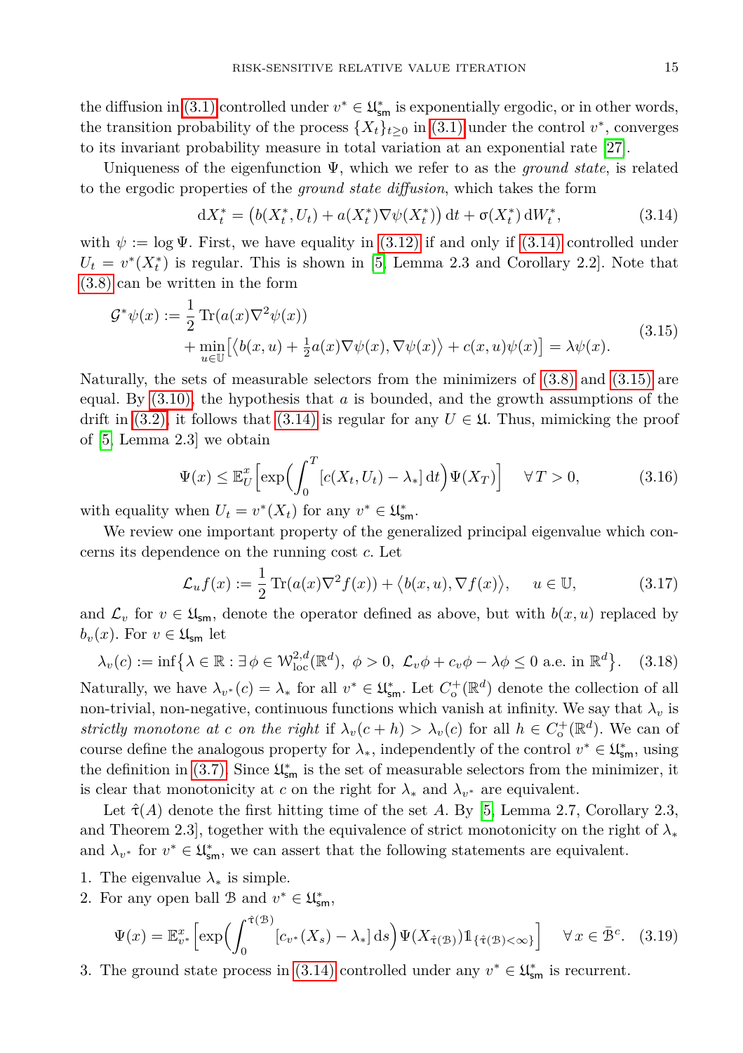the diffusion in (3.1) controlled under $v^* \in \mathfrak{U}^*_{\mathsf{sm}}$ is exponentially ergodic, or in other words, the transition probability of the process $\{X_t\}_{t\ge 0}$ in (3.1) under the control $v^*$, converges to its invariant probability measure in total variation at an exponential rate [27].

Uniqueness of the eigenfunction $\Psi$, which we refer to as the *ground state*, is related to the ergodic properties of the *ground state diffusion*, which takes the form

$$\mathrm{d}X^*_t = \bigl(b(X^*_t, U_t) + a(X^*_t)\nabla\psi(X^*_t)\bigr)\,\mathrm{d}t + \upsigma(X^*_t)\,\mathrm{d}W^*_t, \tag{3.14}$$

with $\psi := \log\Psi$. First, we have equality in (3.12) if and only if (3.14) controlled under $U_t = v^*(X^*_t)$ is regular. This is shown in [5, Lemma 2.3 and Corollary 2.2]. Note that (3.8) can be written in the form

$$\begin{aligned}\mathcal{G}^*\psi(x) &:= \frac{1}{2}\operatorname{Tr}\bigl(a(x)\nabla^2\psi(x)\bigr) \\ &\quad + \min_{u\in\mathbb{U}}\bigl[\bigl\langle b(x,u) + \tfrac{1}{2}a(x)\nabla\psi(x), \nabla\psi(x)\bigr\rangle + c(x,u)\psi(x)\bigr] = \lambda\psi(x).\end{aligned} \tag{3.15}$$

Naturally, the sets of measurable selectors from the minimizers of (3.8) and (3.15) are equal. By (3.10), the hypothesis that $a$ is bounded, and the growth assumptions of the drift in (3.2), it follows that (3.14) is regular for any $U \in \mathfrak{U}$. Thus, mimicking the proof of [5, Lemma 2.3] we obtain

$$\Psi(x) \le \mathbb{E}^x_U\Bigl[\exp\Bigl(\int_0^T [c(X_t, U_t) - \lambda_*]\,\mathrm{d}t\Bigr)\Psi(X_T)\Bigr] \qquad \forall\, T > 0, \tag{3.16}$$

with equality when $U_t = v^*(X_t)$ for any $v^* \in \mathfrak{U}^*_{\mathsf{sm}}$.

We review one important property of the generalized principal eigenvalue which concerns its dependence on the running cost $c$. Let

$$\mathcal{L}_u f(x) := \frac{1}{2}\operatorname{Tr}\bigl(a(x)\nabla^2 f(x)\bigr) + \bigl\langle b(x,u), \nabla f(x)\bigr\rangle, \qquad u \in \mathbb{U}, \tag{3.17}$$

and $\mathcal{L}_v$ for $v \in \mathfrak{U}_{\mathsf{sm}}$, denote the operator defined as above, but with $b(x,u)$ replaced by $b_v(x)$. For $v \in \mathfrak{U}_{\mathsf{sm}}$ let

$$\lambda_v(c) := \inf\bigl\{\lambda \in \mathbb{R} : \exists\,\phi \in \mathcal{W}^{2,d}_{\mathrm{loc}}(\mathbb{R}^d),\ \phi > 0,\ \mathcal{L}_v\phi + c_v\phi - \lambda\phi \le 0 \text{ a.e. in } \mathbb{R}^d\bigr\}. \tag{3.18}$$

Naturally, we have $\lambda_{v^*}(c) = \lambda_*$ for all $v^* \in \mathfrak{U}^*_{\mathsf{sm}}$. Let $C^+_{\mathrm{o}}(\mathbb{R}^d)$ denote the collection of all non-trivial, non-negative, continuous functions which vanish at infinity. We say that $\lambda_v$ is *strictly monotone at* $c$ *on the right* if $\lambda_v(c+h) > \lambda_v(c)$ for all $h \in C^+_{\mathrm{o}}(\mathbb{R}^d)$. We can of course define the analogous property for $\lambda_*$, independently of the control $v^* \in \mathfrak{U}^*_{\mathsf{sm}}$, using the definition in (3.7). Since $\mathfrak{U}^*_{\mathsf{sm}}$ is the set of measurable selectors from the minimizer, it is clear that monotonicity at $c$ on the right for $\lambda_*$ and $\lambda_{v^*}$ are equivalent.

Let $\hat{\uptau}(A)$ denote the first hitting time of the set $A$. By [5, Lemma 2.7, Corollary 2.3, and Theorem 2.3], together with the equivalence of strict monotonicity on the right of $\lambda_*$ and $\lambda_{v^*}$ for $v^* \in \mathfrak{U}^*_{\mathsf{sm}}$, we can assert that the following statements are equivalent.

1. The eigenvalue $\lambda_*$ is simple.
2. For any open ball $\mathcal{B}$ and $v^* \in \mathfrak{U}^*_{\mathsf{sm}}$,

$$\Psi(x) = \mathbb{E}^x_{v^*}\Bigl[\exp\Bigl(\int_0^{\hat{\uptau}(\mathcal{B})} [c_{v^*}(X_s) - \lambda_*]\,\mathrm{d}s\Bigr)\Psi(X_{\hat{\uptau}(\mathcal{B})})\mathbb{1}_{\{\hat{\uptau}(\mathcal{B})<\infty\}}\Bigr] \qquad \forall\, x \in \bar{\mathcal{B}}^c. \tag{3.19}$$

3. The ground state process in (3.14) controlled under any $v^* \in \mathfrak{U}^*_{\mathsf{sm}}$ is recurrent.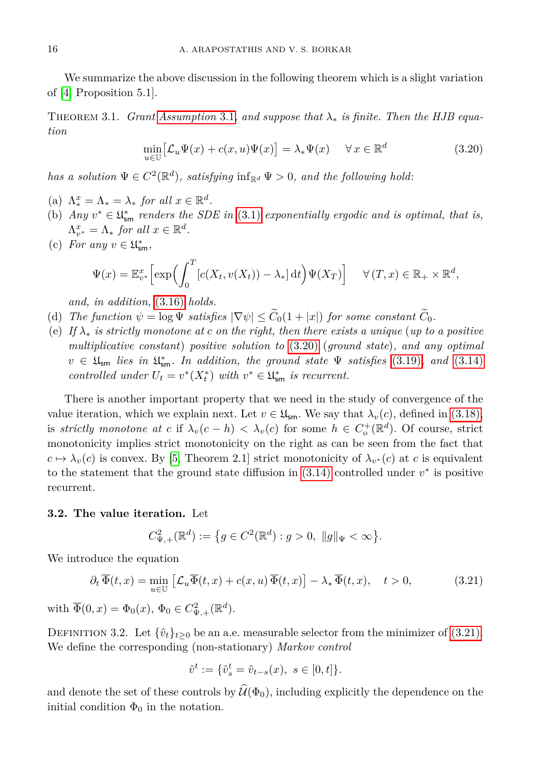We summarize the above discussion in the following theorem which is a slight variation of [4, Proposition 5.1].

THEOREM 3.1. *Grant Assumption 3.1, and suppose that $\lambda_*$ is finite. Then the HJB equation*

$$\min_{u\in\mathbb{U}}\big[\mathcal{L}_u\Psi(x) + c(x,u)\Psi(x)\big] = \lambda_*\Psi(x) \quad \forall\, x\in\mathbb{R}^d \tag{3.20}$$

*has a solution $\Psi\in C^2(\mathbb{R}^d)$, satisfying $\inf_{\mathbb{R}^d}\Psi>0$, and the following hold:*

- (a) $\Lambda^x_* = \Lambda_* = \lambda_*$ *for all* $x\in\mathbb{R}^d$.
- (b) *Any $v^*\in\mathfrak{U}^*_{\mathsf{sm}}$ renders the SDE in (3.1) exponentially ergodic and is optimal, that is, $\Lambda^x_{v^*} = \Lambda_*$ for all $x\in\mathbb{R}^d$.*
- (c) *For any $v\in\mathfrak{U}^*_{\mathsf{sm}}$,*

  $$\Psi(x) = \mathbb{E}^x_{v^*}\Big[\exp\Big(\int_0^T [c(X_t,v(X_t)) - \lambda_*]\,\mathrm{d}t\Big)\Psi(X_T)\Big] \quad \forall\,(T,x)\in\mathbb{R}_+\times\mathbb{R}^d,$$

  *and, in addition, (3.16) holds.*
- (d) *The function $\psi=\log\Psi$ satisfies $|\nabla\psi|\le\widetilde{C}_0(1+|x|)$ for some constant $\widetilde{C}_0$.*
- (e) *If $\lambda_*$ is strictly monotone at $c$ on the right, then there exists a unique (up to a positive multiplicative constant) positive solution to (3.20) (ground state), and any optimal $v\in\mathfrak{U}_{\mathsf{sm}}$ lies in $\mathfrak{U}^*_{\mathsf{sm}}$. In addition, the ground state $\Psi$ satisfies (3.19), and (3.14) controlled under $U_t = v^*(X^*_t)$ with $v^*\in\mathfrak{U}^*_{\mathsf{sm}}$ is recurrent.*

There is another important property that we need in the study of convergence of the value iteration, which we explain next. Let $v\in\mathfrak{U}_{\mathsf{sm}}$. We say that $\lambda_v(c)$, defined in (3.18), is *strictly monotone at $c$* if $\lambda_v(c-h)<\lambda_v(c)$ for some $h\in C^+_{\mathrm{o}}(\mathbb{R}^d)$. Of course, strict monotonicity implies strict monotonicity on the right as can be seen from the fact that $c\mapsto\lambda_v(c)$ is convex. By [5, Theorem 2.1] strict monotonicity of $\lambda_{v^*}(c)$ at $c$ is equivalent to the statement that the ground state diffusion in (3.14) controlled under $v^*$ is positive recurrent.

### 3.2. The value iteration.

Let

$$C^2_{\Psi,+}(\mathbb{R}^d) := \big\{g\in C^2(\mathbb{R}^d) : g>0,\ \|g\|_\Psi<\infty\big\}.$$

We introduce the equation

$$\partial_t\,\overline{\Phi}(t,x) = \min_{u\in\mathbb{U}}\big[\mathcal{L}_u\overline{\Phi}(t,x) + c(x,u)\,\overline{\Phi}(t,x)\big] - \lambda_*\,\overline{\Phi}(t,x), \quad t>0, \tag{3.21}$$

with $\overline{\Phi}(0,x) = \Phi_0(x)$, $\Phi_0\in C^2_{\Psi,+}(\mathbb{R}^d)$.

DEFINITION 3.2. Let $\{\hat{v}_t\}_{t\ge0}$ be an a.e. measurable selector from the minimizer of (3.21). We define the corresponding (non-stationary) *Markov control*

$$\hat{v}^t := \{\hat{v}^t_s = \hat{v}_{t-s}(x),\ s\in[0,t]\}.$$

and denote the set of these controls by $\widehat{\mathcal{U}}(\Phi_0)$, including explicitly the dependence on the initial condition $\Phi_0$ in the notation.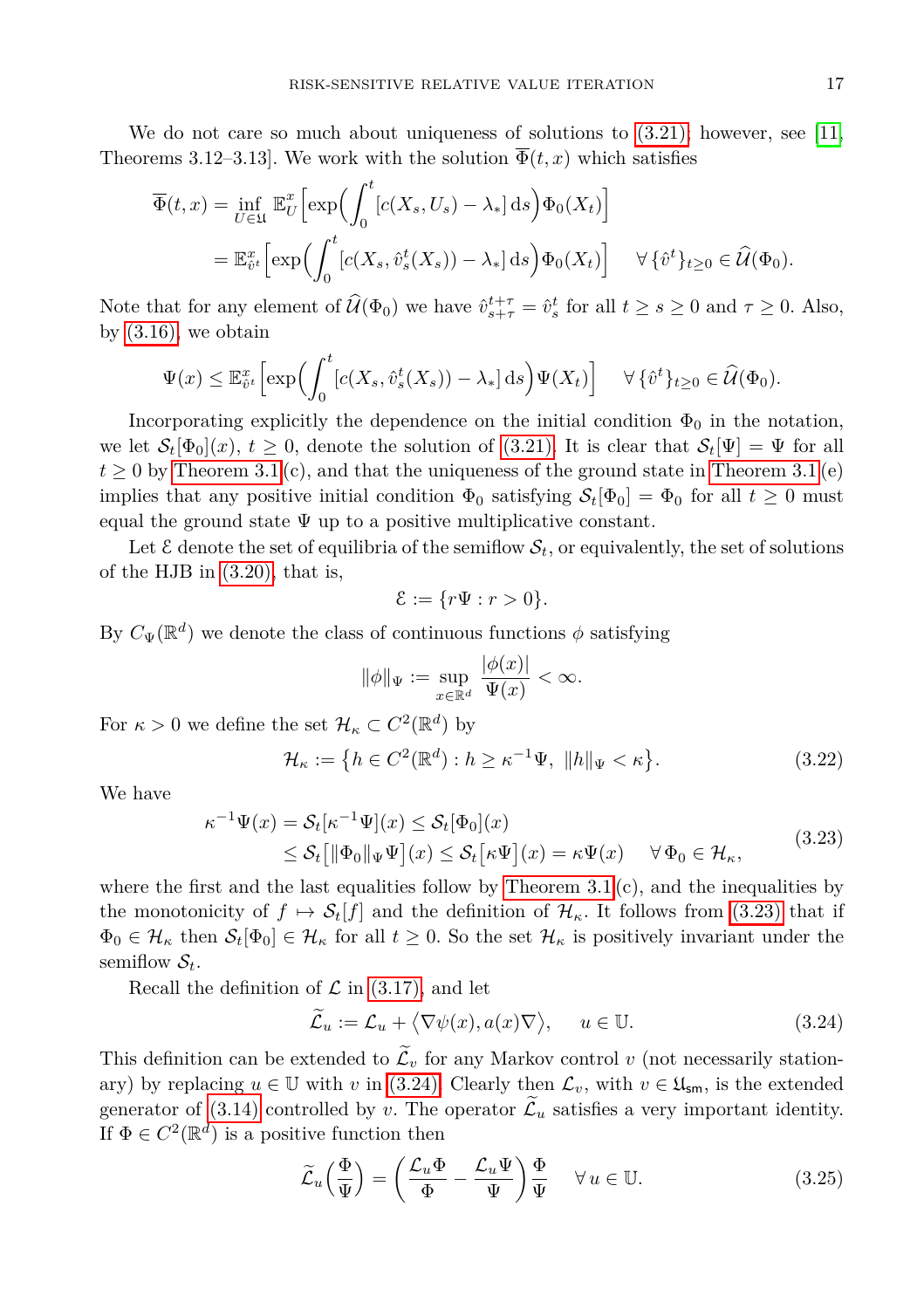We do not care so much about uniqueness of solutions to (3.21); however, see [11, Theorems 3.12–3.13]. We work with the solution $\overline{\Phi}(t,x)$ which satisfies

$$
\begin{aligned}
\overline{\Phi}(t,x) &= \inf_{U\in\mathfrak{U}} \mathbb{E}^x_U\Big[\exp\Big(\int_0^t [c(X_s,U_s)-\lambda_*]\,\mathrm{d}s\Big)\Phi_0(X_t)\Big]\\
&= \mathbb{E}^x_{\hat{v}^t}\Big[\exp\Big(\int_0^t [c(X_s,\hat{v}^t_s(X_s))-\lambda_*]\,\mathrm{d}s\Big)\Phi_0(X_t)\Big] \quad \forall\,\{\hat{v}^t\}_{t\ge 0}\in\widehat{\mathcal{U}}(\Phi_0).
\end{aligned}
$$

Note that for any element of $\widehat{\mathcal{U}}(\Phi_0)$ we have $\hat{v}^{t+\tau}_{s+\tau}=\hat{v}^t_s$ for all $t\ge s\ge 0$ and $\tau\ge 0$. Also, by (3.16), we obtain

$$
\Psi(x)\le \mathbb{E}^x_{\hat{v}^t}\Big[\exp\Big(\int_0^t [c(X_s,\hat{v}^t_s(X_s))-\lambda_*]\,\mathrm{d}s\Big)\Psi(X_t)\Big] \quad \forall\,\{\hat{v}^t\}_{t\ge 0}\in\widehat{\mathcal{U}}(\Phi_0).
$$

Incorporating explicitly the dependence on the initial condition $\Phi_0$ in the notation, we let $\mathcal{S}_t[\Phi_0](x)$, $t\ge 0$, denote the solution of (3.21). It is clear that $\mathcal{S}_t[\Psi]=\Psi$ for all $t\ge 0$ by Theorem 3.1(c), and that the uniqueness of the ground state in Theorem 3.1(e) implies that any positive initial condition $\Phi_0$ satisfying $\mathcal{S}_t[\Phi_0]=\Phi_0$ for all $t\ge 0$ must equal the ground state $\Psi$ up to a positive multiplicative constant.

Let $\mathcal{E}$ denote the set of equilibria of the semiflow $\mathcal{S}_t$, or equivalently, the set of solutions of the HJB in (3.20), that is,

$$
\mathcal{E} := \{r\Psi : r>0\}.
$$

By $C_\Psi(\mathbb{R}^d)$ we denote the class of continuous functions $\phi$ satisfying

$$
\|\phi\|_\Psi := \sup_{x\in\mathbb{R}^d}\frac{|\phi(x)|}{\Psi(x)} < \infty.
$$

For $\kappa>0$ we define the set $\mathcal{H}_\kappa\subset C^2(\mathbb{R}^d)$ by

$$
\mathcal{H}_\kappa := \big\{h\in C^2(\mathbb{R}^d) : h\ge \kappa^{-1}\Psi,\ \|h\|_\Psi<\kappa\big\}. \tag{3.22}
$$

We have

$$
\begin{aligned}
\kappa^{-1}\Psi(x) &= \mathcal{S}_t[\kappa^{-1}\Psi](x) \le \mathcal{S}_t[\Phi_0](x)\\
&\le \mathcal{S}_t\big[\|\Phi_0\|_\Psi\Psi\big](x)\le \mathcal{S}_t\big[\kappa\Psi\big](x)=\kappa\Psi(x) \quad \forall\,\Phi_0\in\mathcal{H}_\kappa,
\end{aligned} \tag{3.23}
$$

where the first and the last equalities follow by Theorem 3.1(c), and the inequalities by the monotonicity of $f\mapsto\mathcal{S}_t[f]$ and the definition of $\mathcal{H}_\kappa$. It follows from (3.23) that if $\Phi_0\in\mathcal{H}_\kappa$ then $\mathcal{S}_t[\Phi_0]\in\mathcal{H}_\kappa$ for all $t\ge 0$. So the set $\mathcal{H}_\kappa$ is positively invariant under the semiflow $\mathcal{S}_t$.

Recall the definition of $\mathcal{L}$ in (3.17), and let

$$
\widetilde{\mathcal{L}}_u := \mathcal{L}_u + \big\langle\nabla\psi(x), a(x)\nabla\big\rangle, \qquad u\in\mathbb{U}. \tag{3.24}
$$

This definition can be extended to $\widetilde{\mathcal{L}}_v$ for any Markov control $v$ (not necessarily stationary) by replacing $u\in\mathbb{U}$ with $v$ in (3.24). Clearly then $\mathcal{L}_v$, with $v\in\mathfrak{U}_{\mathsf{sm}}$, is the extended generator of (3.14) controlled by $v$. The operator $\widetilde{\mathcal{L}}_u$ satisfies a very important identity. If $\Phi\in C^2(\mathbb{R}^d)$ is a positive function then

$$
\widetilde{\mathcal{L}}_u\Big(\frac{\Phi}{\Psi}\Big) = \Big(\frac{\mathcal{L}_u\Phi}{\Phi}-\frac{\mathcal{L}_u\Psi}{\Psi}\Big)\frac{\Phi}{\Psi} \quad \forall\,u\in\mathbb{U}. \tag{3.25}
$$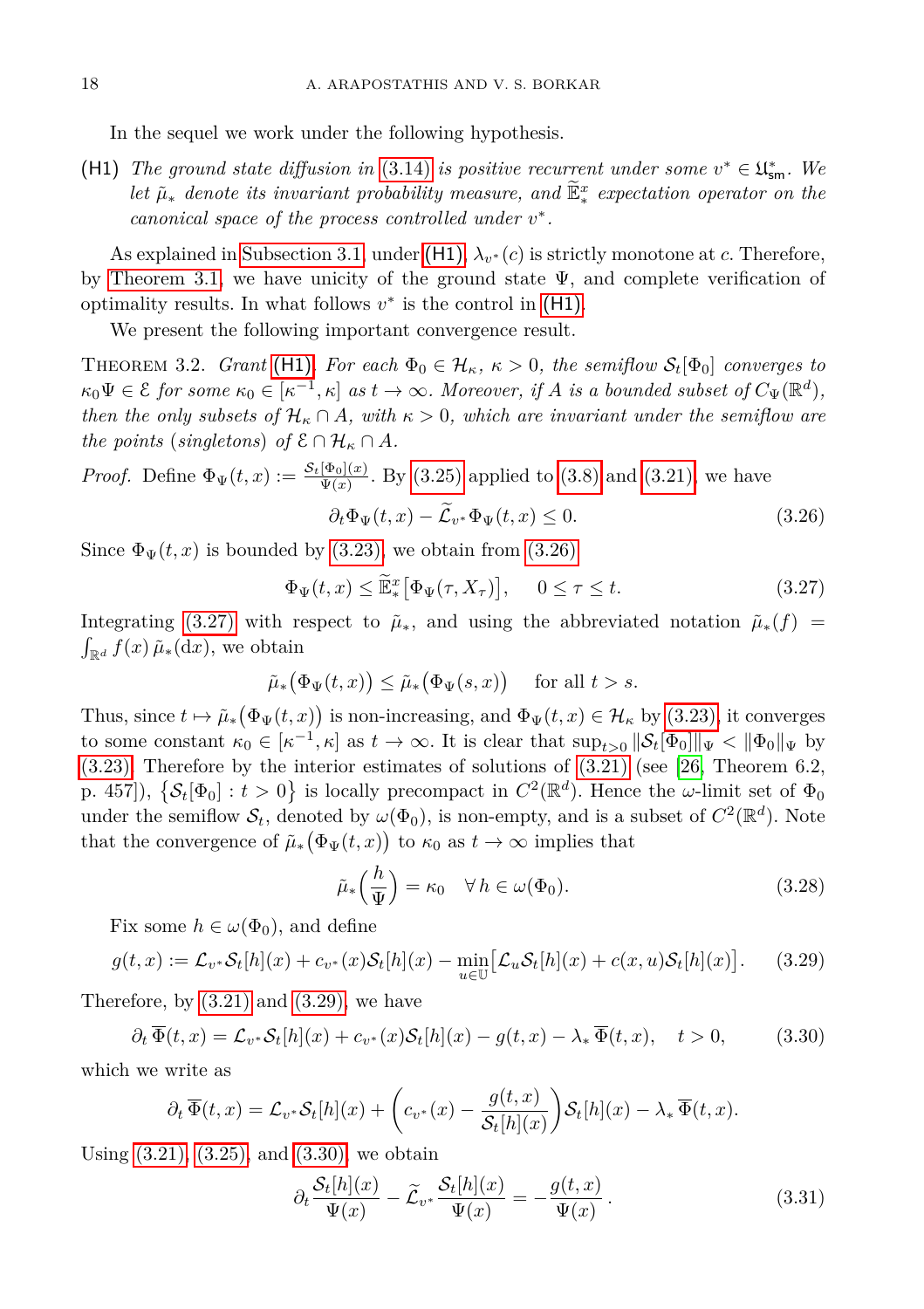In the sequel we work under the following hypothesis.

(H1) *The ground state diffusion in (3.14) is positive recurrent under some $v^* \in \mathfrak{U}^*_{\mathsf{sm}}$. We let $\tilde\mu_*$ denote its invariant probability measure, and $\widetilde{\mathbb{E}}^x_*$ expectation operator on the canonical space of the process controlled under $v^*$.*

As explained in Subsection 3.1, under (H1), $\lambda_{v^*}(c)$ is strictly monotone at $c$. Therefore, by Theorem 3.1, we have unicity of the ground state $\Psi$, and complete verification of optimality results. In what follows $v^*$ is the control in (H1).

We present the following important convergence result.

Theorem 3.2. *Grant (H1). For each $\Phi_0 \in \mathcal{H}_\kappa$, $\kappa > 0$, the semiflow $\mathcal{S}_t[\Phi_0]$ converges to $\kappa_0\Psi \in \mathcal{E}$ for some $\kappa_0 \in [\kappa^{-1}, \kappa]$ as $t \to \infty$. Moreover, if $A$ is a bounded subset of $C_\Psi(\mathbb{R}^d)$, then the only subsets of $\mathcal{H}_\kappa \cap A$, with $\kappa > 0$, which are invariant under the semiflow are the points (singletons) of $\mathcal{E} \cap \mathcal{H}_\kappa \cap A$.*

*Proof.* Define $\Phi_\Psi(t,x) := \frac{\mathcal{S}_t[\Phi_0](x)}{\Psi(x)}$. By (3.25) applied to (3.8) and (3.21), we have

$$\partial_t \Phi_\Psi(t,x) - \widetilde{\mathcal{L}}_{v^*}\Phi_\Psi(t,x) \le 0. \tag{3.26}$$

Since $\Phi_\Psi(t,x)$ is bounded by (3.23), we obtain from (3.26)

$$\Phi_\Psi(t,x) \le \widetilde{\mathbb{E}}^x_*\bigl[\Phi_\Psi(\tau, X_\tau)\bigr], \quad 0 \le \tau \le t. \tag{3.27}$$

Integrating (3.27) with respect to $\tilde\mu_*$, and using the abbreviated notation $\tilde\mu_*(f) = \int_{\mathbb{R}^d} f(x)\,\tilde\mu_*(\mathrm{d}x)$, we obtain

$$\tilde\mu_*\bigl(\Phi_\Psi(t,x)\bigr) \le \tilde\mu_*\bigl(\Phi_\Psi(s,x)\bigr) \quad \text{for all } t > s.$$

Thus, since $t \mapsto \tilde\mu_*\bigl(\Phi_\Psi(t,x)\bigr)$ is non-increasing, and $\Phi_\Psi(t,x) \in \mathcal{H}_\kappa$ by (3.23), it converges to some constant $\kappa_0 \in [\kappa^{-1}, \kappa]$ as $t \to \infty$. It is clear that $\sup_{t>0} \|\mathcal{S}_t[\Phi_0]\|_\Psi < \|\Phi_0\|_\Psi$ by (3.23). Therefore by the interior estimates of solutions of (3.21) (see [26, Theorem 6.2, p. 457]), $\bigl\{\mathcal{S}_t[\Phi_0] : t > 0\bigr\}$ is locally precompact in $C^2(\mathbb{R}^d)$. Hence the $\omega$-limit set of $\Phi_0$ under the semiflow $\mathcal{S}_t$, denoted by $\omega(\Phi_0)$, is non-empty, and is a subset of $C^2(\mathbb{R}^d)$. Note that the convergence of $\tilde\mu_*\bigl(\Phi_\Psi(t,x)\bigr)$ to $\kappa_0$ as $t \to \infty$ implies that

$$\tilde\mu_*\Bigl(\frac{h}{\Psi}\Bigr) = \kappa_0 \quad \forall\, h \in \omega(\Phi_0). \tag{3.28}$$

Fix some $h \in \omega(\Phi_0)$, and define

$$g(t,x) := \mathcal{L}_{v^*}\mathcal{S}_t[h](x) + c_{v^*}(x)\mathcal{S}_t[h](x) - \min_{u\in\mathbb{U}}\bigl[\mathcal{L}_u\mathcal{S}_t[h](x) + c(x,u)\mathcal{S}_t[h](x)\bigr]. \tag{3.29}$$

Therefore, by (3.21) and (3.29), we have

$$\partial_t\,\overline{\Phi}(t,x) = \mathcal{L}_{v^*}\mathcal{S}_t[h](x) + c_{v^*}(x)\mathcal{S}_t[h](x) - g(t,x) - \lambda_*\,\overline{\Phi}(t,x), \quad t > 0, \tag{3.30}$$

which we write as

$$\partial_t\,\overline{\Phi}(t,x) = \mathcal{L}_{v^*}\mathcal{S}_t[h](x) + \biggl(c_{v^*}(x) - \frac{g(t,x)}{\mathcal{S}_t[h](x)}\biggr)\mathcal{S}_t[h](x) - \lambda_*\,\overline{\Phi}(t,x).$$

Using (3.21), (3.25), and (3.30), we obtain

$$\partial_t \frac{\mathcal{S}_t[h](x)}{\Psi(x)} - \widetilde{\mathcal{L}}_{v^*}\frac{\mathcal{S}_t[h](x)}{\Psi(x)} = -\frac{g(t,x)}{\Psi(x)}\,. \tag{3.31}$$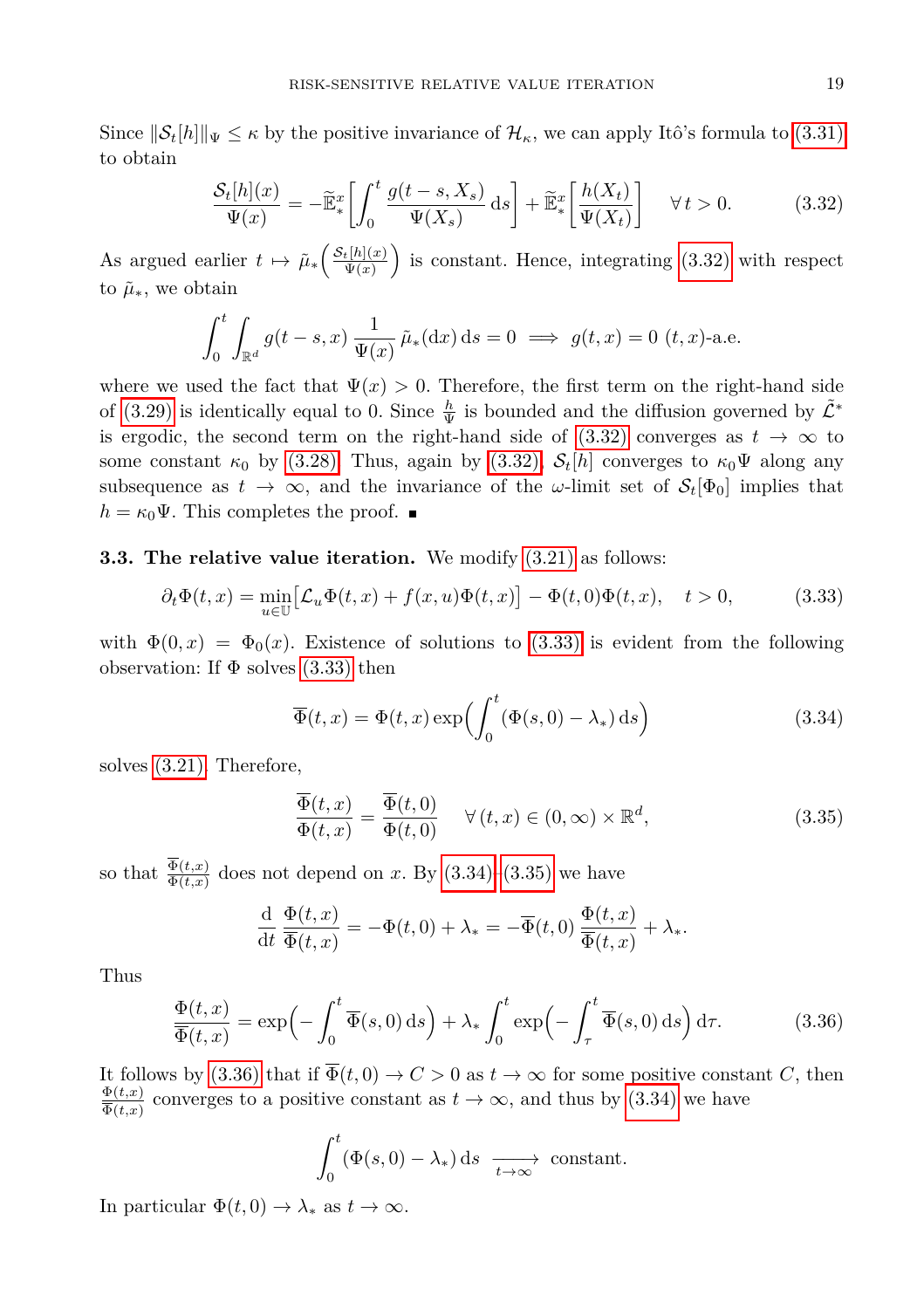Since $\|\mathcal{S}_t[h]\|_\Psi \le \kappa$ by the positive invariance of $\mathcal{H}_\kappa$, we can apply Itô's formula to (3.31) to obtain

$$\frac{\mathcal{S}_t[h](x)}{\Psi(x)} = -\widetilde{\mathbb{E}}^x_*\biggl[\int_0^t \frac{g(t-s,X_s)}{\Psi(X_s)}\,\mathrm{d}s\biggr] + \widetilde{\mathbb{E}}^x_*\biggl[\frac{h(X_t)}{\Psi(X_t)}\biggr] \quad \forall\, t>0. \tag{3.32}$$

As argued earlier $t \mapsto \tilde{\mu}_*\Bigl(\frac{\mathcal{S}_t[h](x)}{\Psi(x)}\Bigr)$ is constant. Hence, integrating (3.32) with respect to $\tilde{\mu}_*$, we obtain

$$\int_0^t \int_{\mathbb{R}^d} g(t-s,x)\,\frac{1}{\Psi(x)}\,\tilde{\mu}_*(\mathrm{d}x)\,\mathrm{d}s = 0 \implies g(t,x) = 0 \ (t,x)\text{-a.e.}$$

where we used the fact that $\Psi(x) > 0$. Therefore, the first term on the right-hand side of (3.29) is identically equal to 0. Since $\frac{h}{\Psi}$ is bounded and the diffusion governed by $\tilde{\mathcal{L}}^*$ is ergodic, the second term on the right-hand side of (3.32) converges as $t \to \infty$ to some constant $\kappa_0$ by (3.28). Thus, again by (3.32), $\mathcal{S}_t[h]$ converges to $\kappa_0\Psi$ along any subsequence as $t \to \infty$, and the invariance of the $\omega$-limit set of $\mathcal{S}_t[\Phi_0]$ implies that $h = \kappa_0\Psi$. This completes the proof. ∎

**3.3. The relative value iteration.** We modify (3.21) as follows:

$$\partial_t \Phi(t,x) = \min_{u\in\mathbb{U}}\bigl[\mathcal{L}_u\Phi(t,x) + f(x,u)\Phi(t,x)\bigr] - \Phi(t,0)\Phi(t,x), \quad t>0, \tag{3.33}$$

with $\Phi(0,x) = \Phi_0(x)$. Existence of solutions to (3.33) is evident from the following observation: If $\Phi$ solves (3.33) then

$$\overline{\Phi}(t,x) = \Phi(t,x)\exp\Bigl(\int_0^t (\Phi(s,0) - \lambda_*)\,\mathrm{d}s\Bigr) \tag{3.34}$$

solves (3.21). Therefore,

$$\frac{\overline{\Phi}(t,x)}{\Phi(t,x)} = \frac{\overline{\Phi}(t,0)}{\Phi(t,0)} \quad \forall\,(t,x)\in(0,\infty)\times\mathbb{R}^d, \tag{3.35}$$

so that $\frac{\overline{\Phi}(t,x)}{\Phi(t,x)}$ does not depend on $x$. By (3.34)–(3.35) we have

$$\frac{\mathrm{d}}{\mathrm{d}t}\,\frac{\Phi(t,x)}{\overline{\Phi}(t,x)} = -\Phi(t,0) + \lambda_* = -\overline{\Phi}(t,0)\,\frac{\Phi(t,x)}{\overline{\Phi}(t,x)} + \lambda_*.$$

Thus

$$\frac{\Phi(t,x)}{\overline{\Phi}(t,x)} = \exp\Bigl(-\int_0^t \overline{\Phi}(s,0)\,\mathrm{d}s\Bigr) + \lambda_*\int_0^t \exp\Bigl(-\int_\tau^t \overline{\Phi}(s,0)\,\mathrm{d}s\Bigr)\,\mathrm{d}\tau. \tag{3.36}$$

It follows by (3.36) that if $\overline{\Phi}(t,0) \to C > 0$ as $t \to \infty$ for some positive constant $C$, then $\frac{\Phi(t,x)}{\overline{\Phi}(t,x)}$ converges to a positive constant as $t \to \infty$, and thus by (3.34) we have

$$\int_0^t (\Phi(s,0) - \lambda_*)\,\mathrm{d}s \ \xrightarrow[t\to\infty]{} \ \text{constant}.$$

In particular $\Phi(t,0) \to \lambda_*$ as $t \to \infty$.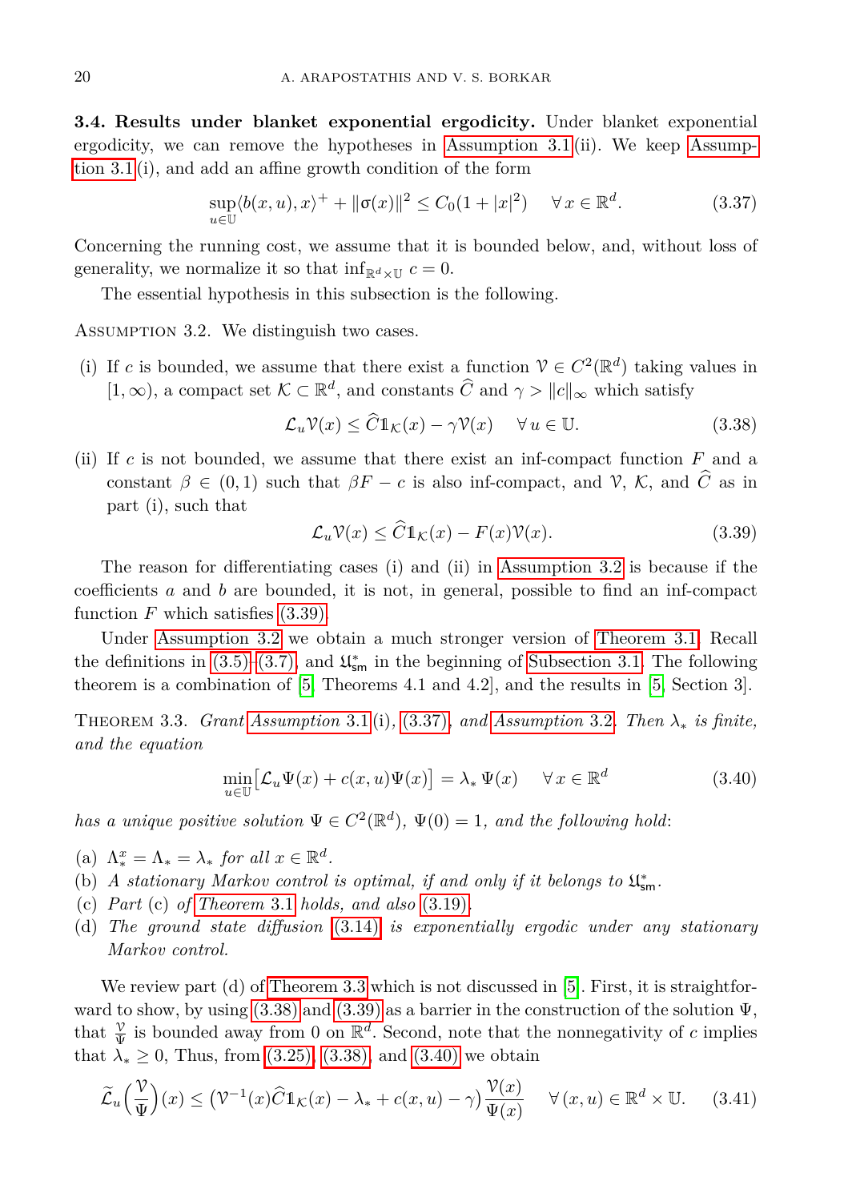**3.4. Results under blanket exponential ergodicity.** Under blanket exponential ergodicity, we can remove the hypotheses in Assumption 3.1(ii). We keep Assumption 3.1(i), and add an affine growth condition of the form

$$\sup_{u\in\mathbb{U}}\langle b(x,u),x\rangle^{+} + \|\upsigma(x)\|^2 \le C_0(1+|x|^2) \quad \forall\, x\in\mathbb{R}^d. \tag{3.37}$$

Concerning the running cost, we assume that it is bounded below, and, without loss of generality, we normalize it so that $\inf_{\mathbb{R}^d\times\mathbb{U}} c = 0$.

The essential hypothesis in this subsection is the following.

Assumption 3.2. We distinguish two cases.

(i) If $c$ is bounded, we assume that there exist a function $\mathcal{V}\in C^2(\mathbb{R}^d)$ taking values in $[1,\infty)$, a compact set $\mathcal{K}\subset\mathbb{R}^d$, and constants $\widehat{C}$ and $\gamma > \|c\|_\infty$ which satisfy

$$\mathcal{L}_u\mathcal{V}(x) \le \widehat{C}\mathbb{1}_{\mathcal{K}}(x) - \gamma\mathcal{V}(x) \quad \forall\, u\in\mathbb{U}. \tag{3.38}$$

(ii) If $c$ is not bounded, we assume that there exist an inf-compact function $F$ and a constant $\beta\in(0,1)$ such that $\beta F - c$ is also inf-compact, and $\mathcal{V}$, $\mathcal{K}$, and $\widehat{C}$ as in part (i), such that

$$\mathcal{L}_u\mathcal{V}(x) \le \widehat{C}\mathbb{1}_{\mathcal{K}}(x) - F(x)\mathcal{V}(x). \tag{3.39}$$

The reason for differentiating cases (i) and (ii) in Assumption 3.2 is because if the coefficients $a$ and $b$ are bounded, it is not, in general, possible to find an inf-compact function $F$ which satisfies (3.39).

Under Assumption 3.2 we obtain a much stronger version of Theorem 3.1. Recall the definitions in (3.5)–(3.7), and $\mathfrak{U}^*_{\mathsf{sm}}$ in the beginning of Subsection 3.1. The following theorem is a combination of [5, Theorems 4.1 and 4.2], and the results in [5, Section 3].

Theorem 3.3. *Grant Assumption 3.1(i), (3.37), and Assumption 3.2. Then $\lambda_*$ is finite, and the equation*

$$\min_{u\in\mathbb{U}}\bigl[\mathcal{L}_u\Psi(x) + c(x,u)\Psi(x)\bigr] = \lambda_*\,\Psi(x) \quad \forall\, x\in\mathbb{R}^d \tag{3.40}$$

*has a unique positive solution $\Psi\in C^2(\mathbb{R}^d)$, $\Psi(0)=1$, and the following hold:*

(a) *$\Lambda^x_* = \Lambda_* = \lambda_*$ for all $x\in\mathbb{R}^d$.*
(b) *A stationary Markov control is optimal, if and only if it belongs to $\mathfrak{U}^*_{\mathsf{sm}}$.*
(c) *Part (c) of Theorem 3.1 holds, and also (3.19).*
(d) *The ground state diffusion (3.14) is exponentially ergodic under any stationary Markov control.*

We review part (d) of Theorem 3.3 which is not discussed in [5]. First, it is straightforward to show, by using (3.38) and (3.39) as a barrier in the construction of the solution $\Psi$, that $\frac{\mathcal{V}}{\Psi}$ is bounded away from 0 on $\mathbb{R}^d$. Second, note that the nonnegativity of $c$ implies that $\lambda_*\ge 0$, Thus, from (3.25), (3.38), and (3.40) we obtain

$$\widetilde{\mathcal{L}}_u\Bigl(\frac{\mathcal{V}}{\Psi}\Bigr)(x) \le \bigl(\mathcal{V}^{-1}(x)\widehat{C}\mathbb{1}_{\mathcal{K}}(x) - \lambda_* + c(x,u) - \gamma\bigr)\frac{\mathcal{V}(x)}{\Psi(x)} \quad \forall\,(x,u)\in\mathbb{R}^d\times\mathbb{U}. \tag{3.41}$$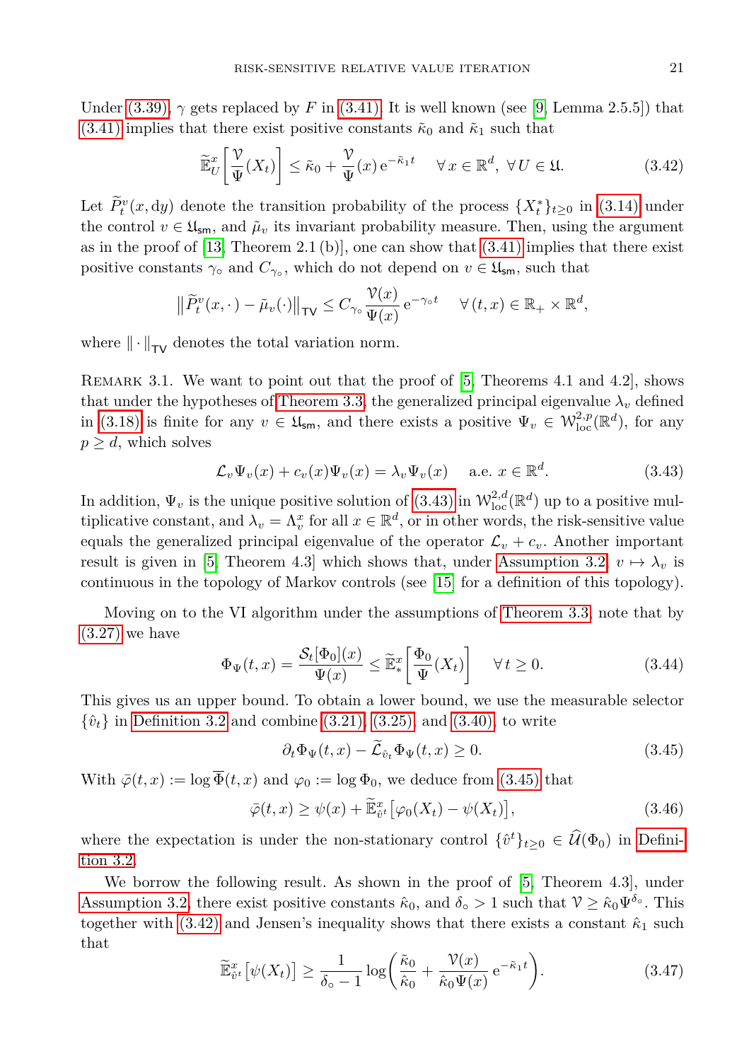Under (3.39), $\gamma$ gets replaced by $F$ in (3.41). It is well known (see [9, Lemma 2.5.5]) that (3.41) implies that there exist positive constants $\tilde{\kappa}_0$ and $\tilde{\kappa}_1$ such that

$$\widetilde{\mathbb{E}}^x_U\left[\frac{\mathcal{V}}{\Psi}(X_t)\right] \le \tilde{\kappa}_0 + \frac{\mathcal{V}}{\Psi}(x)\,\mathrm{e}^{-\tilde{\kappa}_1 t} \quad \forall\, x \in \mathbb{R}^d,\ \forall\, U \in \mathfrak{U}. \tag{3.42}$$

Let $\widetilde{P}^v_t(x, \mathrm{d}y)$ denote the transition probability of the process $\{X^*_t\}_{t\ge 0}$ in (3.14) under the control $v \in \mathfrak{U}_{\mathsf{sm}}$, and $\tilde{\mu}_v$ its invariant probability measure. Then, using the argument as in the proof of [13, Theorem 2.1 (b)], one can show that (3.41) implies that there exist positive constants $\gamma_\circ$ and $C_{\gamma_\circ}$, which do not depend on $v \in \mathfrak{U}_{\mathsf{sm}}$, such that

$$\big\|\widetilde{P}^v_t(x,\cdot\,) - \tilde{\mu}_v(\cdot)\big\|_{\mathsf{TV}} \le C_{\gamma_\circ}\frac{\mathcal{V}(x)}{\Psi(x)}\,\mathrm{e}^{-\gamma_\circ t} \quad \forall\, (t,x) \in \mathbb{R}_+ \times \mathbb{R}^d,$$

where $\|\cdot\|_{\mathsf{TV}}$ denotes the total variation norm.

Remark 3.1. We want to point out that the proof of [5, Theorems 4.1 and 4.2], shows that under the hypotheses of Theorem 3.3, the generalized principal eigenvalue $\lambda_v$ defined in (3.18) is finite for any $v \in \mathfrak{U}_{\mathsf{sm}}$, and there exists a positive $\Psi_v \in \mathcal{W}^{2,p}_{\mathrm{loc}}(\mathbb{R}^d)$, for any $p \ge d$, which solves

$$\mathcal{L}_v\Psi_v(x) + c_v(x)\Psi_v(x) = \lambda_v\Psi_v(x) \quad \text{a.e. } x \in \mathbb{R}^d. \tag{3.43}$$

In addition, $\Psi_v$ is the unique positive solution of (3.43) in $\mathcal{W}^{2,d}_{\mathrm{loc}}(\mathbb{R}^d)$ up to a positive multiplicative constant, and $\lambda_v = \Lambda^x_v$ for all $x \in \mathbb{R}^d$, or in other words, the risk-sensitive value equals the generalized principal eigenvalue of the operator $\mathcal{L}_v + c_v$. Another important result is given in [5, Theorem 4.3] which shows that, under Assumption 3.2, $v \mapsto \lambda_v$ is continuous in the topology of Markov controls (see [15] for a definition of this topology).

Moving on to the VI algorithm under the assumptions of Theorem 3.3, note that by (3.27) we have

$$\Phi_\Psi(t,x) = \frac{\mathcal{S}_t[\Phi_0](x)}{\Psi(x)} \le \widetilde{\mathbb{E}}^x_*\left[\frac{\Phi_0}{\Psi}(X_t)\right] \quad \forall\, t \ge 0. \tag{3.44}$$

This gives us an upper bound. To obtain a lower bound, we use the measurable selector $\{\hat{v}_t\}$ in Definition 3.2 and combine (3.21), (3.25), and (3.40), to write

$$\partial_t\Phi_\Psi(t,x) - \widetilde{\mathcal{L}}_{\hat{v}_t}\Phi_\Psi(t,x) \ge 0. \tag{3.45}$$

With $\bar{\varphi}(t,x) := \log\overline{\Phi}(t,x)$ and $\varphi_0 := \log\Phi_0$, we deduce from (3.45) that

$$\bar{\varphi}(t,x) \ge \psi(x) + \widetilde{\mathbb{E}}^x_{\hat{v}^t}\big[\varphi_0(X_t) - \psi(X_t)\big], \tag{3.46}$$

where the expectation is under the non-stationary control $\{\hat{v}^t\}_{t\ge 0} \in \widehat{\mathcal{U}}(\Phi_0)$ in Definition 3.2.

We borrow the following result. As shown in the proof of [5, Theorem 4.3], under Assumption 3.2, there exist positive constants $\hat{\kappa}_0$, and $\delta_\circ > 1$ such that $\mathcal{V} \ge \hat{\kappa}_0\Psi^{\delta_\circ}$. This together with (3.42) and Jensen's inequality shows that there exists a constant $\hat{\kappa}_1$ such that

$$\widetilde{\mathbb{E}}^x_{\hat{v}^t}\big[\psi(X_t)\big] \ge \frac{1}{\delta_\circ - 1}\log\left(\frac{\tilde{\kappa}_0}{\hat{\kappa}_0} + \frac{\mathcal{V}(x)}{\hat{\kappa}_0\Psi(x)}\,\mathrm{e}^{-\tilde{\kappa}_1 t}\right). \tag{3.47}$$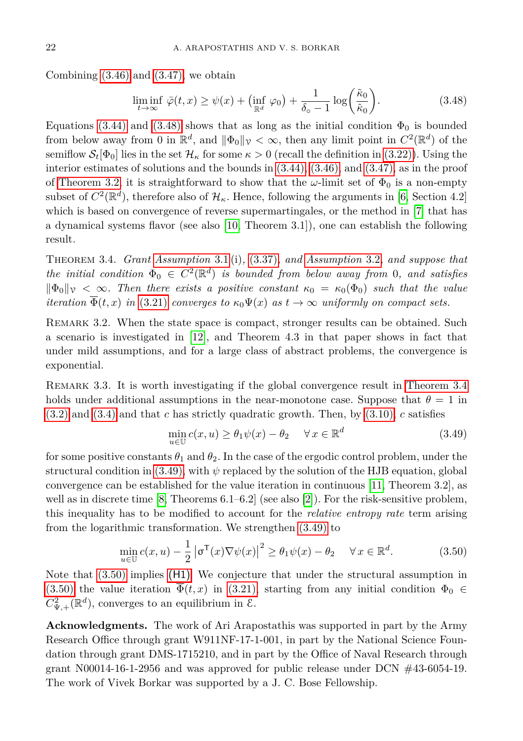Combining (3.46) and (3.47), we obtain

$$\liminf_{t\to\infty} \bar{\varphi}(t,x) \geq \psi(x) + \bigl(\inf_{\mathbb{R}^d} \varphi_0\bigr) + \frac{1}{\delta_\circ - 1}\log\Bigl(\frac{\tilde{\kappa}_0}{\hat{\kappa}_0}\Bigr). \tag{3.48}$$

Equations (3.44) and (3.48) shows that as long as the initial condition $\Phi_0$ is bounded from below away from 0 in $\mathbb{R}^d$, and $\|\Phi_0\|_{\mathcal{V}} < \infty$, then any limit point in $C^2(\mathbb{R}^d)$ of the semiflow $\mathcal{S}_t[\Phi_0]$ lies in the set $\mathcal{H}_\kappa$ for some $\kappa > 0$ (recall the definition in (3.22)). Using the interior estimates of solutions and the bounds in (3.44), (3.46), and (3.47), as in the proof of Theorem 3.2, it is straightforward to show that the $\omega$-limit set of $\Phi_0$ is a non-empty subset of $C^2(\mathbb{R}^d)$, therefore also of $\mathcal{H}_\kappa$. Hence, following the arguments in [6, Section 4.2] which is based on convergence of reverse supermartingales, or the method in [7] that has a dynamical systems flavor (see also [10, Theorem 3.1]), one can establish the following result.

Theorem 3.4. *Grant Assumption 3.1(i), (3.37), and Assumption 3.2, and suppose that the initial condition $\Phi_0 \in C^2(\mathbb{R}^d)$ is bounded from below away from 0, and satisfies $\|\Phi_0\|_{\mathcal{V}} < \infty$. Then there exists a positive constant $\kappa_0 = \kappa_0(\Phi_0)$ such that the value iteration $\overline{\Phi}(t,x)$ in (3.21) converges to $\kappa_0\Psi(x)$ as $t \to \infty$ uniformly on compact sets.*

Remark 3.2. When the state space is compact, stronger results can be obtained. Such a scenario is investigated in [12], and Theorem 4.3 in that paper shows in fact that under mild assumptions, and for a large class of abstract problems, the convergence is exponential.

Remark 3.3. It is worth investigating if the global convergence result in Theorem 3.4 holds under additional assumptions in the near-monotone case. Suppose that $\theta = 1$ in (3.2) and (3.4) and that $c$ has strictly quadratic growth. Then, by (3.10), $c$ satisfies

$$\min_{u\in\mathbb{U}} c(x,u) \geq \theta_1\psi(x) - \theta_2 \quad \forall\, x \in \mathbb{R}^d \tag{3.49}$$

for some positive constants $\theta_1$ and $\theta_2$. In the case of the ergodic control problem, under the structural condition in (3.49), with $\psi$ replaced by the solution of the HJB equation, global convergence can be established for the value iteration in continuous [11, Theorem 3.2], as well as in discrete time [8, Theorems 6.1–6.2] (see also [2]). For the risk-sensitive problem, this inequality has to be modified to account for the *relative entropy rate* term arising from the logarithmic transformation. We strengthen (3.49) to

$$\min_{u\in\mathbb{U}} c(x,u) - \frac{1}{2}\bigl|\upsigma^{\mathsf{T}}(x)\nabla\psi(x)\bigr|^2 \geq \theta_1\psi(x) - \theta_2 \quad \forall\, x \in \mathbb{R}^d. \tag{3.50}$$

Note that (3.50) implies (H1). We conjecture that under the structural assumption in (3.50) the value iteration $\overline{\Phi}(t,x)$ in (3.21), starting from any initial condition $\Phi_0 \in C^2_{\Psi,+}(\mathbb{R}^d)$, converges to an equilibrium in $\mathcal{E}$.

**Acknowledgments.** The work of Ari Arapostathis was supported in part by the Army Research Office through grant W911NF-17-1-001, in part by the National Science Foundation through grant DMS-1715210, and in part by the Office of Naval Research through grant N00014-16-1-2956 and was approved for public release under DCN #43-6054-19. The work of Vivek Borkar was supported by a J. C. Bose Fellowship.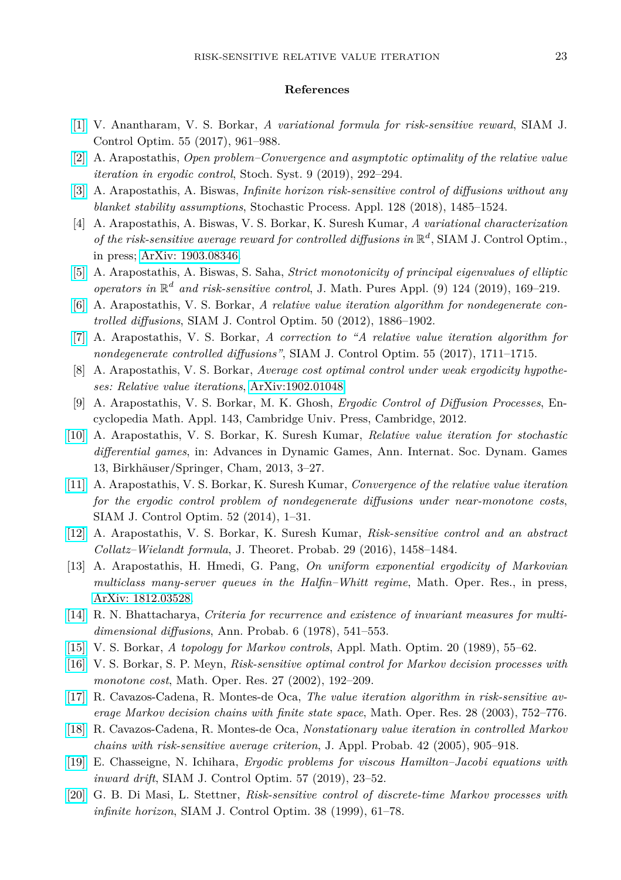## References

[1] V. Anantharam, V. S. Borkar, *A variational formula for risk-sensitive reward*, SIAM J. Control Optim. 55 (2017), 961–988.

[2] A. Arapostathis, *Open problem–Convergence and asymptotic optimality of the relative value iteration in ergodic control*, Stoch. Syst. 9 (2019), 292–294.

[3] A. Arapostathis, A. Biswas, *Infinite horizon risk-sensitive control of diffusions without any blanket stability assumptions*, Stochastic Process. Appl. 128 (2018), 1485–1524.

[4] A. Arapostathis, A. Biswas, V. S. Borkar, K. Suresh Kumar, *A variational characterization of the risk-sensitive average reward for controlled diffusions in $\mathbb{R}^d$*, SIAM J. Control Optim., in press; ArXiv: 1903.08346.

[5] A. Arapostathis, A. Biswas, S. Saha, *Strict monotonicity of principal eigenvalues of elliptic operators in $\mathbb{R}^d$ and risk-sensitive control*, J. Math. Pures Appl. (9) 124 (2019), 169–219.

[6] A. Arapostathis, V. S. Borkar, *A relative value iteration algorithm for nondegenerate controlled diffusions*, SIAM J. Control Optim. 50 (2012), 1886–1902.

[7] A. Arapostathis, V. S. Borkar, *A correction to "A relative value iteration algorithm for nondegenerate controlled diffusions"*, SIAM J. Control Optim. 55 (2017), 1711–1715.

[8] A. Arapostathis, V. S. Borkar, *Average cost optimal control under weak ergodicity hypotheses: Relative value iterations*, ArXiv:1902.01048.

[9] A. Arapostathis, V. S. Borkar, M. K. Ghosh, *Ergodic Control of Diffusion Processes*, Encyclopedia Math. Appl. 143, Cambridge Univ. Press, Cambridge, 2012.

[10] A. Arapostathis, V. S. Borkar, K. Suresh Kumar, *Relative value iteration for stochastic differential games*, in: Advances in Dynamic Games, Ann. Internat. Soc. Dynam. Games 13, Birkhäuser/Springer, Cham, 2013, 3–27.

[11] A. Arapostathis, V. S. Borkar, K. Suresh Kumar, *Convergence of the relative value iteration for the ergodic control problem of nondegenerate diffusions under near-monotone costs*, SIAM J. Control Optim. 52 (2014), 1–31.

[12] A. Arapostathis, V. S. Borkar, K. Suresh Kumar, *Risk-sensitive control and an abstract Collatz–Wielandt formula*, J. Theoret. Probab. 29 (2016), 1458–1484.

[13] A. Arapostathis, H. Hmedi, G. Pang, *On uniform exponential ergodicity of Markovian multiclass many-server queues in the Halfin–Whitt regime*, Math. Oper. Res., in press, ArXiv: 1812.03528.

[14] R. N. Bhattacharya, *Criteria for recurrence and existence of invariant measures for multidimensional diffusions*, Ann. Probab. 6 (1978), 541–553.

[15] V. S. Borkar, *A topology for Markov controls*, Appl. Math. Optim. 20 (1989), 55–62.

[16] V. S. Borkar, S. P. Meyn, *Risk-sensitive optimal control for Markov decision processes with monotone cost*, Math. Oper. Res. 27 (2002), 192–209.

[17] R. Cavazos-Cadena, R. Montes-de Oca, *The value iteration algorithm in risk-sensitive average Markov decision chains with finite state space*, Math. Oper. Res. 28 (2003), 752–776.

[18] R. Cavazos-Cadena, R. Montes-de Oca, *Nonstationary value iteration in controlled Markov chains with risk-sensitive average criterion*, J. Appl. Probab. 42 (2005), 905–918.

[19] E. Chasseigne, N. Ichihara, *Ergodic problems for viscous Hamilton–Jacobi equations with inward drift*, SIAM J. Control Optim. 57 (2019), 23–52.

[20] G. B. Di Masi, L. Stettner, *Risk-sensitive control of discrete-time Markov processes with infinite horizon*, SIAM J. Control Optim. 38 (1999), 61–78.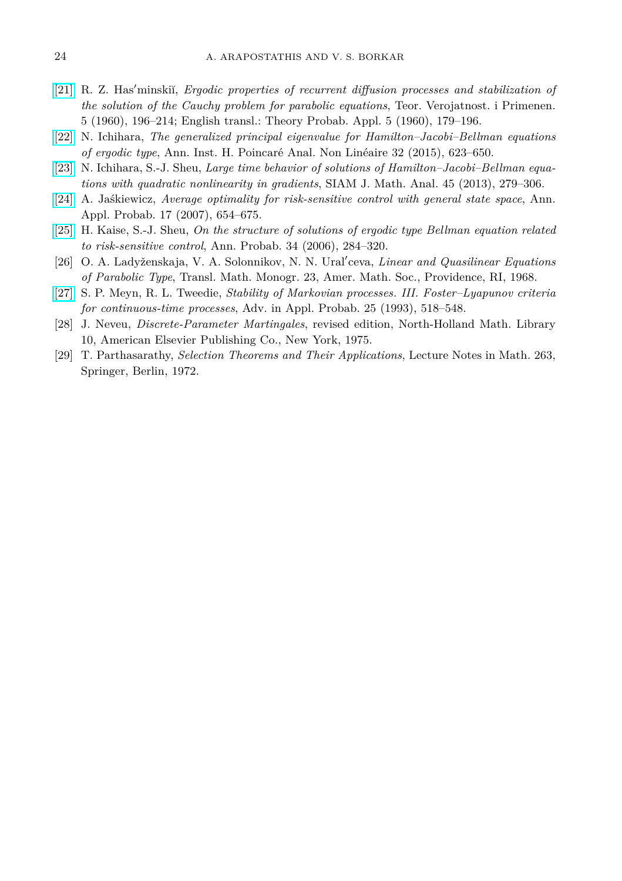[21] R. Z. Has′minskiĭ, *Ergodic properties of recurrent diffusion processes and stabilization of the solution of the Cauchy problem for parabolic equations*, Teor. Verojatnost. i Primenen. 5 (1960), 196–214; English transl.: Theory Probab. Appl. 5 (1960), 179–196.

[22] N. Ichihara, *The generalized principal eigenvalue for Hamilton–Jacobi–Bellman equations of ergodic type*, Ann. Inst. H. Poincaré Anal. Non Linéaire 32 (2015), 623–650.

[23] N. Ichihara, S.-J. Sheu, *Large time behavior of solutions of Hamilton–Jacobi–Bellman equations with quadratic nonlinearity in gradients*, SIAM J. Math. Anal. 45 (2013), 279–306.

[24] A. Jaśkiewicz, *Average optimality for risk-sensitive control with general state space*, Ann. Appl. Probab. 17 (2007), 654–675.

[25] H. Kaise, S.-J. Sheu, *On the structure of solutions of ergodic type Bellman equation related to risk-sensitive control*, Ann. Probab. 34 (2006), 284–320.

[26] O. A. Ladyženskaja, V. A. Solonnikov, N. N. Ural′ceva, *Linear and Quasilinear Equations of Parabolic Type*, Transl. Math. Monogr. 23, Amer. Math. Soc., Providence, RI, 1968.

[27] S. P. Meyn, R. L. Tweedie, *Stability of Markovian processes. III. Foster–Lyapunov criteria for continuous-time processes*, Adv. in Appl. Probab. 25 (1993), 518–548.

[28] J. Neveu, *Discrete-Parameter Martingales*, revised edition, North-Holland Math. Library 10, American Elsevier Publishing Co., New York, 1975.

[29] T. Parthasarathy, *Selection Theorems and Their Applications*, Lecture Notes in Math. 263, Springer, Berlin, 1972.